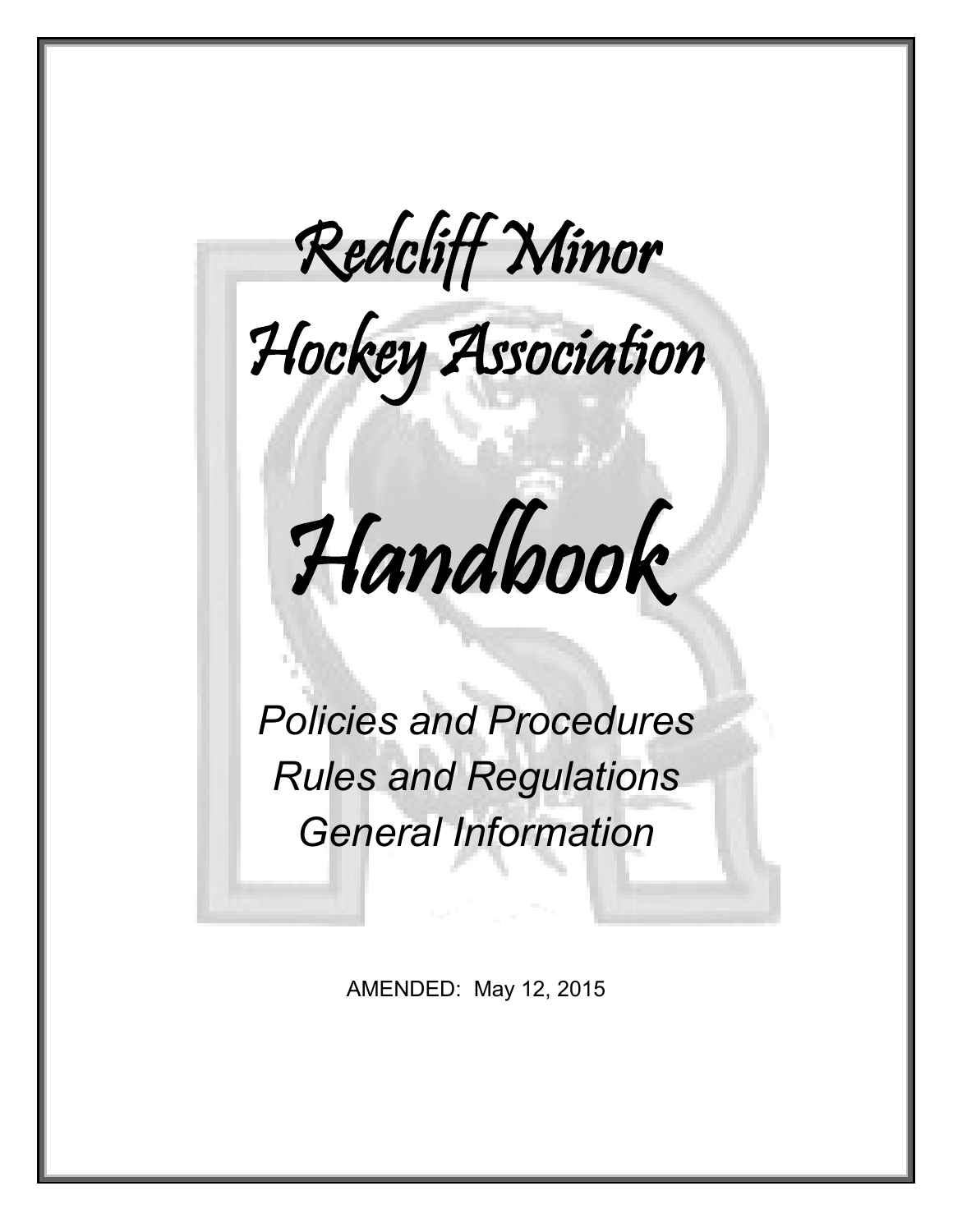# Redcliff Minor Hockey Association

# Handbook

*Policies and Procedures*
*Rules and Regulations*
*General Information*

AMENDED: May 12, 2015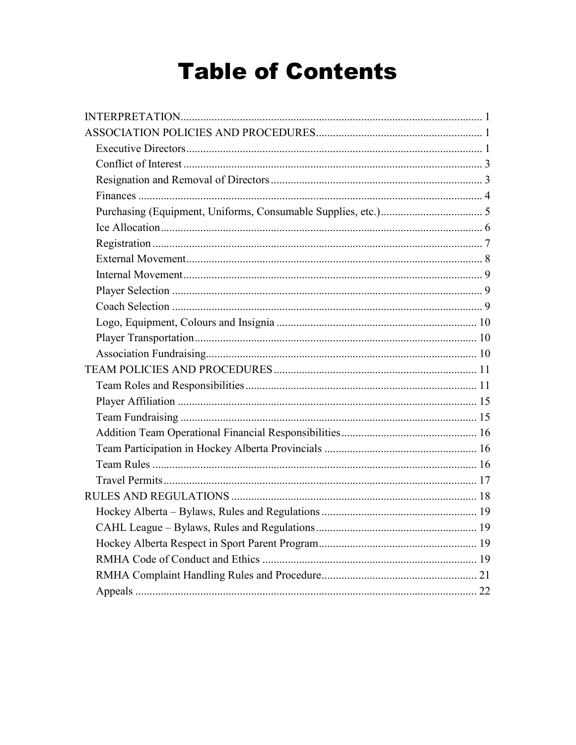# Table of Contents

- INTERPRETATION ........ 1
- ASSOCIATION POLICIES AND PROCEDURES ........ 1
  - Executive Directors ........ 1
  - Conflict of Interest ........ 3
  - Resignation and Removal of Directors ........ 3
  - Finances ........ 4
  - Purchasing (Equipment, Uniforms, Consumable Supplies, etc.) ........ 5
  - Ice Allocation ........ 6
  - Registration ........ 7
  - External Movement ........ 8
  - Internal Movement ........ 9
  - Player Selection ........ 9
  - Coach Selection ........ 9
  - Logo, Equipment, Colours and Insignia ........ 10
  - Player Transportation ........ 10
  - Association Fundraising ........ 10
- TEAM POLICIES AND PROCEDURES ........ 11
  - Team Roles and Responsibilities ........ 11
  - Player Affiliation ........ 15
  - Team Fundraising ........ 15
  - Addition Team Operational Financial Responsibilities ........ 16
  - Team Participation in Hockey Alberta Provincials ........ 16
  - Team Rules ........ 16
  - Travel Permits ........ 17
- RULES AND REGULATIONS ........ 18
  - Hockey Alberta – Bylaws, Rules and Regulations ........ 19
  - CAHL League – Bylaws, Rules and Regulations ........ 19
  - Hockey Alberta Respect in Sport Parent Program ........ 19
  - RMHA Code of Conduct and Ethics ........ 19
  - RMHA Complaint Handling Rules and Procedure ........ 21
  - Appeals ........ 22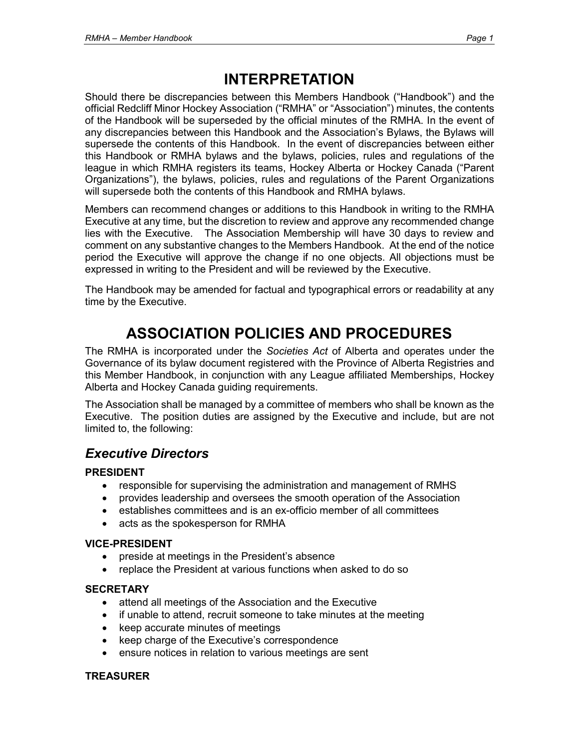# INTERPRETATION

Should there be discrepancies between this Members Handbook ("Handbook") and the official Redcliff Minor Hockey Association ("RMHA" or "Association") minutes, the contents of the Handbook will be superseded by the official minutes of the RMHA. In the event of any discrepancies between this Handbook and the Association's Bylaws, the Bylaws will supersede the contents of this Handbook. In the event of discrepancies between either this Handbook or RMHA bylaws and the bylaws, policies, rules and regulations of the league in which RMHA registers its teams, Hockey Alberta or Hockey Canada ("Parent Organizations"), the bylaws, policies, rules and regulations of the Parent Organizations will supersede both the contents of this Handbook and RMHA bylaws.

Members can recommend changes or additions to this Handbook in writing to the RMHA Executive at any time, but the discretion to review and approve any recommended change lies with the Executive. The Association Membership will have 30 days to review and comment on any substantive changes to the Members Handbook. At the end of the notice period the Executive will approve the change if no one objects. All objections must be expressed in writing to the President and will be reviewed by the Executive.

The Handbook may be amended for factual and typographical errors or readability at any time by the Executive.

# ASSOCIATION POLICIES AND PROCEDURES

The RMHA is incorporated under the *Societies Act* of Alberta and operates under the Governance of its bylaw document registered with the Province of Alberta Registries and this Member Handbook, in conjunction with any League affiliated Memberships, Hockey Alberta and Hockey Canada guiding requirements.

The Association shall be managed by a committee of members who shall be known as the Executive. The position duties are assigned by the Executive and include, but are not limited to, the following:

## *Executive Directors*

**PRESIDENT**

- responsible for supervising the administration and management of RMHS
- provides leadership and oversees the smooth operation of the Association
- establishes committees and is an ex-officio member of all committees
- acts as the spokesperson for RMHA

**VICE-PRESIDENT**

- preside at meetings in the President's absence
- replace the President at various functions when asked to do so

**SECRETARY**

- attend all meetings of the Association and the Executive
- if unable to attend, recruit someone to take minutes at the meeting
- keep accurate minutes of meetings
- keep charge of the Executive's correspondence
- ensure notices in relation to various meetings are sent

**TREASURER**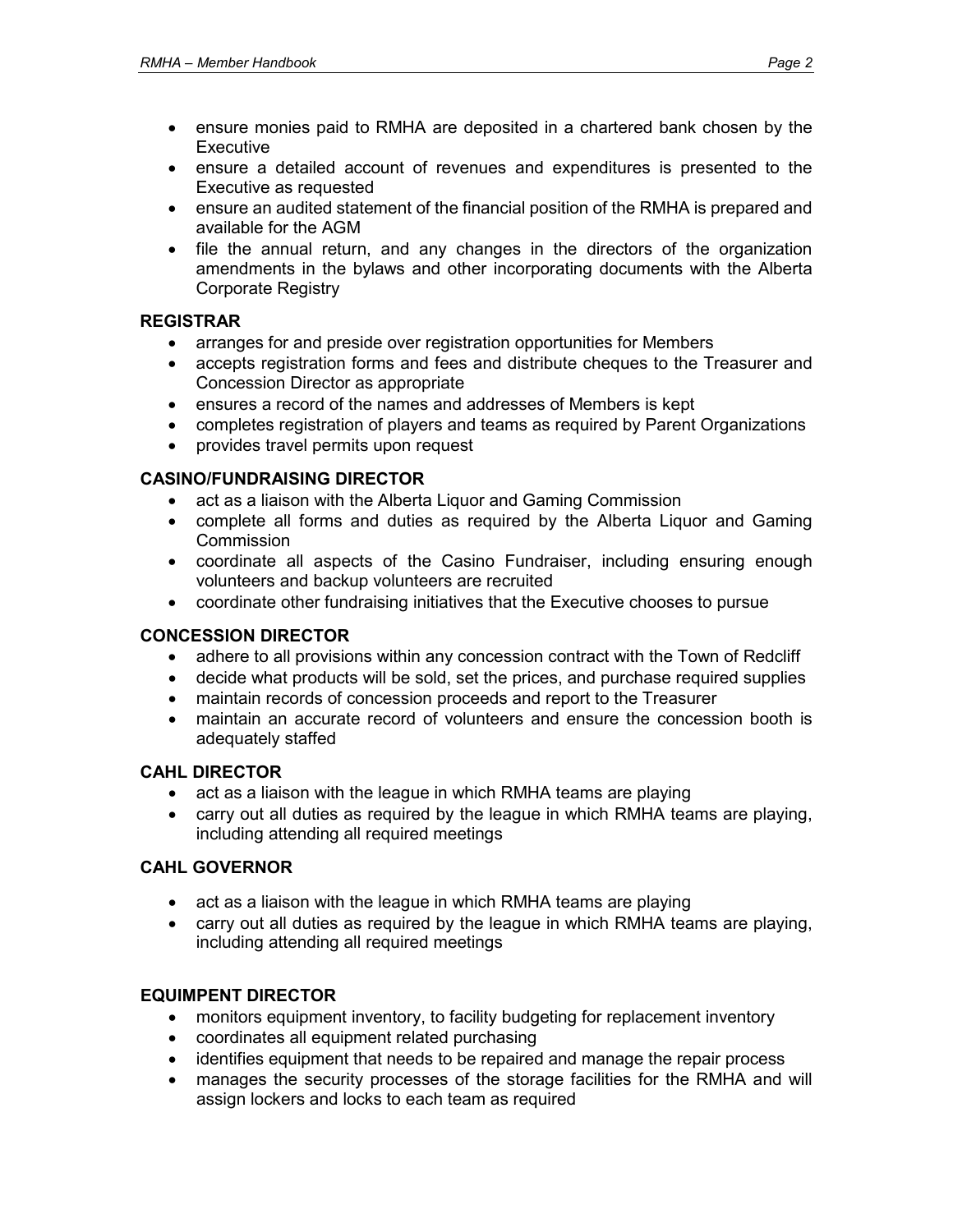- ensure monies paid to RMHA are deposited in a chartered bank chosen by the Executive
- ensure a detailed account of revenues and expenditures is presented to the Executive as requested
- ensure an audited statement of the financial position of the RMHA is prepared and available for the AGM
- file the annual return, and any changes in the directors of the organization amendments in the bylaws and other incorporating documents with the Alberta Corporate Registry

**REGISTRAR**

- arranges for and preside over registration opportunities for Members
- accepts registration forms and fees and distribute cheques to the Treasurer and Concession Director as appropriate
- ensures a record of the names and addresses of Members is kept
- completes registration of players and teams as required by Parent Organizations
- provides travel permits upon request

**CASINO/FUNDRAISING DIRECTOR**

- act as a liaison with the Alberta Liquor and Gaming Commission
- complete all forms and duties as required by the Alberta Liquor and Gaming Commission
- coordinate all aspects of the Casino Fundraiser, including ensuring enough volunteers and backup volunteers are recruited
- coordinate other fundraising initiatives that the Executive chooses to pursue

**CONCESSION DIRECTOR**

- adhere to all provisions within any concession contract with the Town of Redcliff
- decide what products will be sold, set the prices, and purchase required supplies
- maintain records of concession proceeds and report to the Treasurer
- maintain an accurate record of volunteers and ensure the concession booth is adequately staffed

**CAHL DIRECTOR**

- act as a liaison with the league in which RMHA teams are playing
- carry out all duties as required by the league in which RMHA teams are playing, including attending all required meetings

**CAHL GOVERNOR**

- act as a liaison with the league in which RMHA teams are playing
- carry out all duties as required by the league in which RMHA teams are playing, including attending all required meetings

**EQUIMPENT DIRECTOR**

- monitors equipment inventory, to facility budgeting for replacement inventory
- coordinates all equipment related purchasing
- identifies equipment that needs to be repaired and manage the repair process
- manages the security processes of the storage facilities for the RMHA and will assign lockers and locks to each team as required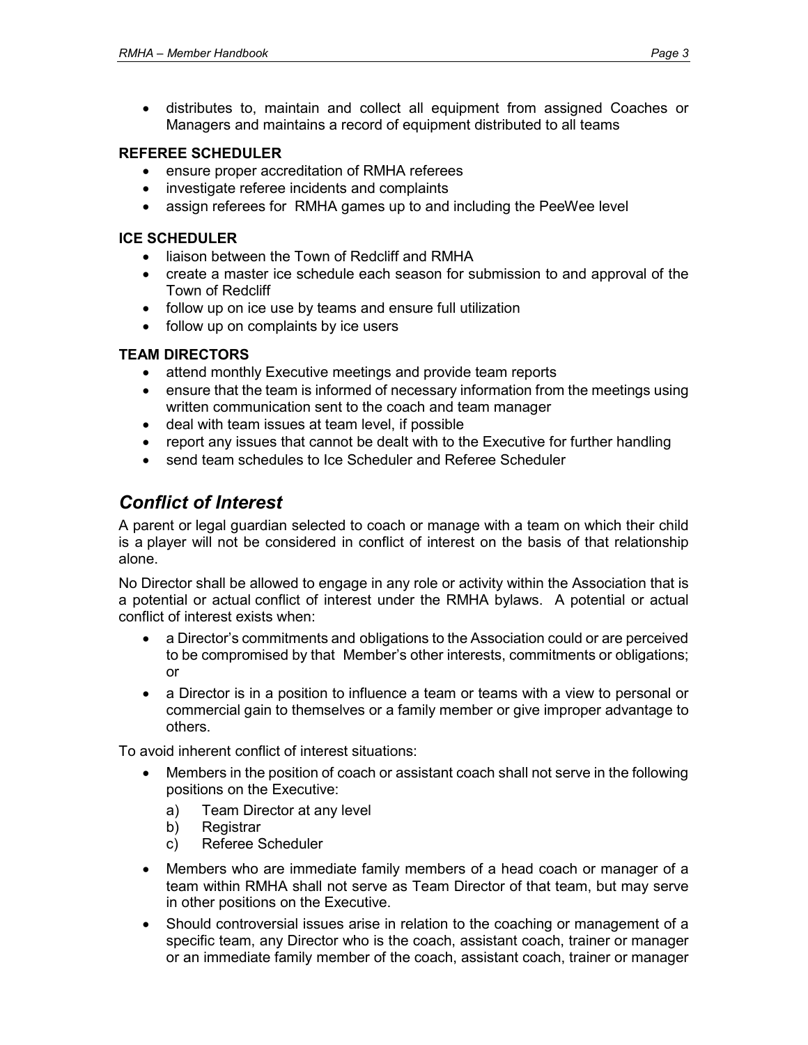- distributes to, maintain and collect all equipment from assigned Coaches or Managers and maintains a record of equipment distributed to all teams

**REFEREE SCHEDULER**

- ensure proper accreditation of RMHA referees
- investigate referee incidents and complaints
- assign referees for RMHA games up to and including the PeeWee level

**ICE SCHEDULER**

- liaison between the Town of Redcliff and RMHA
- create a master ice schedule each season for submission to and approval of the Town of Redcliff
- follow up on ice use by teams and ensure full utilization
- follow up on complaints by ice users

**TEAM DIRECTORS**

- attend monthly Executive meetings and provide team reports
- ensure that the team is informed of necessary information from the meetings using written communication sent to the coach and team manager
- deal with team issues at team level, if possible
- report any issues that cannot be dealt with to the Executive for further handling
- send team schedules to Ice Scheduler and Referee Scheduler

## *Conflict of Interest*

A parent or legal guardian selected to coach or manage with a team on which their child is a player will not be considered in conflict of interest on the basis of that relationship alone.

No Director shall be allowed to engage in any role or activity within the Association that is a potential or actual conflict of interest under the RMHA bylaws. A potential or actual conflict of interest exists when:

- a Director's commitments and obligations to the Association could or are perceived to be compromised by that Member's other interests, commitments or obligations; or
- a Director is in a position to influence a team or teams with a view to personal or commercial gain to themselves or a family member or give improper advantage to others.

To avoid inherent conflict of interest situations:

- Members in the position of coach or assistant coach shall not serve in the following positions on the Executive:
  a) Team Director at any level
  b) Registrar
  c) Referee Scheduler
- Members who are immediate family members of a head coach or manager of a team within RMHA shall not serve as Team Director of that team, but may serve in other positions on the Executive.
- Should controversial issues arise in relation to the coaching or management of a specific team, any Director who is the coach, assistant coach, trainer or manager or an immediate family member of the coach, assistant coach, trainer or manager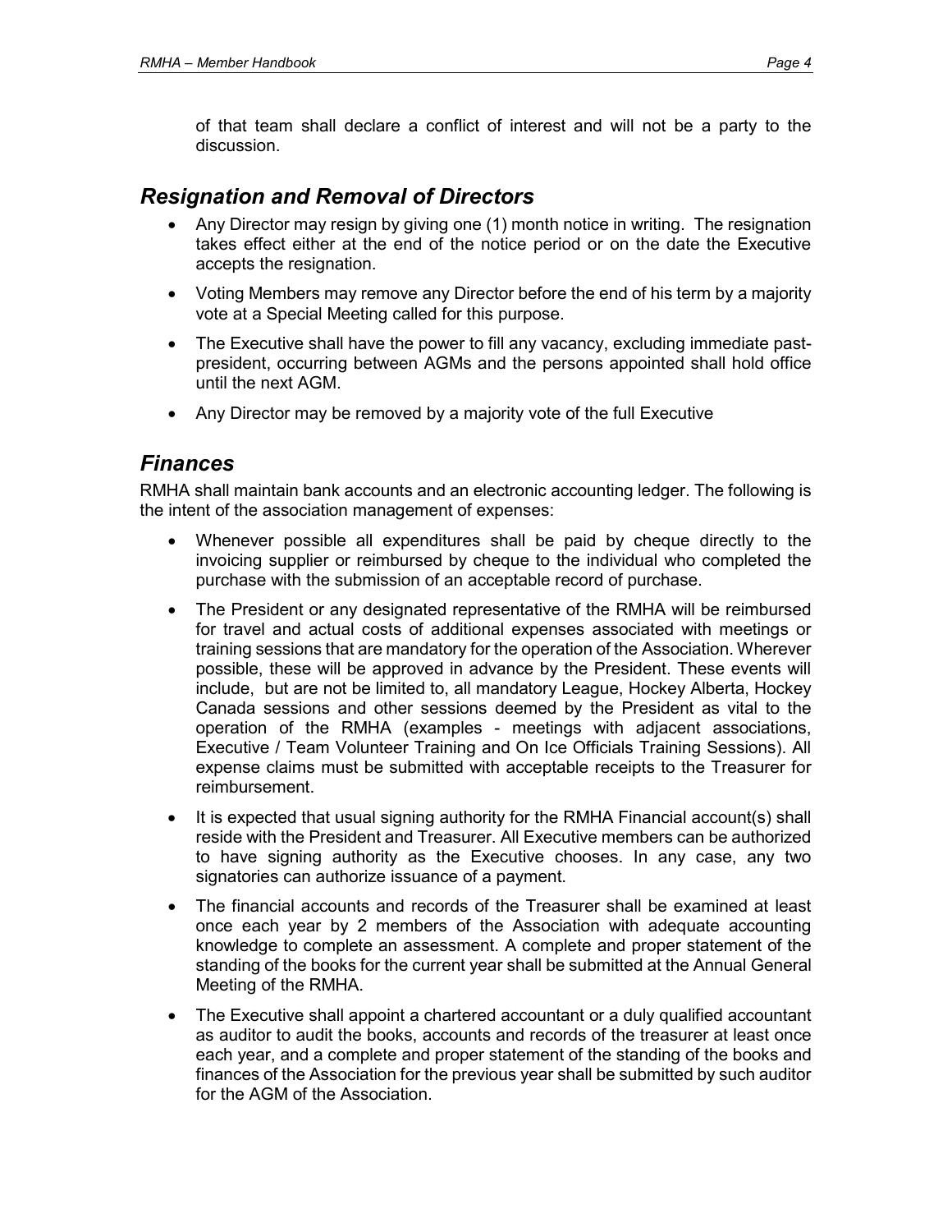of that team shall declare a conflict of interest and will not be a party to the discussion.

## *Resignation and Removal of Directors*

- Any Director may resign by giving one (1) month notice in writing. The resignation takes effect either at the end of the notice period or on the date the Executive accepts the resignation.
- Voting Members may remove any Director before the end of his term by a majority vote at a Special Meeting called for this purpose.
- The Executive shall have the power to fill any vacancy, excluding immediate past-president, occurring between AGMs and the persons appointed shall hold office until the next AGM.
- Any Director may be removed by a majority vote of the full Executive

## *Finances*

RMHA shall maintain bank accounts and an electronic accounting ledger. The following is the intent of the association management of expenses:

- Whenever possible all expenditures shall be paid by cheque directly to the invoicing supplier or reimbursed by cheque to the individual who completed the purchase with the submission of an acceptable record of purchase.
- The President or any designated representative of the RMHA will be reimbursed for travel and actual costs of additional expenses associated with meetings or training sessions that are mandatory for the operation of the Association. Wherever possible, these will be approved in advance by the President. These events will include, but are not be limited to, all mandatory League, Hockey Alberta, Hockey Canada sessions and other sessions deemed by the President as vital to the operation of the RMHA (examples - meetings with adjacent associations, Executive / Team Volunteer Training and On Ice Officials Training Sessions). All expense claims must be submitted with acceptable receipts to the Treasurer for reimbursement.
- It is expected that usual signing authority for the RMHA Financial account(s) shall reside with the President and Treasurer. All Executive members can be authorized to have signing authority as the Executive chooses. In any case, any two signatories can authorize issuance of a payment.
- The financial accounts and records of the Treasurer shall be examined at least once each year by 2 members of the Association with adequate accounting knowledge to complete an assessment. A complete and proper statement of the standing of the books for the current year shall be submitted at the Annual General Meeting of the RMHA.
- The Executive shall appoint a chartered accountant or a duly qualified accountant as auditor to audit the books, accounts and records of the treasurer at least once each year, and a complete and proper statement of the standing of the books and finances of the Association for the previous year shall be submitted by such auditor for the AGM of the Association.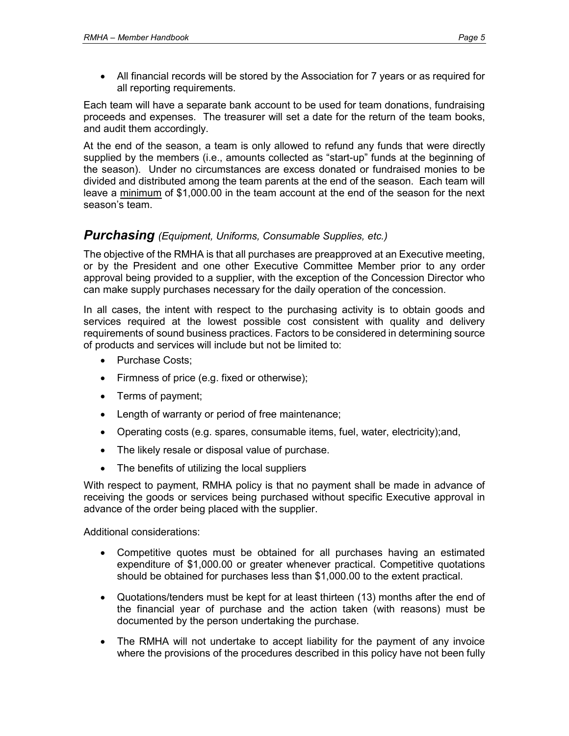- All financial records will be stored by the Association for 7 years or as required for all reporting requirements.

Each team will have a separate bank account to be used for team donations, fundraising proceeds and expenses. The treasurer will set a date for the return of the team books, and audit them accordingly.

At the end of the season, a team is only allowed to refund any funds that were directly supplied by the members (i.e., amounts collected as "start-up" funds at the beginning of the season). Under no circumstances are excess donated or fundraised monies to be divided and distributed among the team parents at the end of the season. Each team will leave a <u>minimum</u> of $1,000.00 in the team account at the end of the season for the next season's team.

## ***Purchasing*** *(Equipment, Uniforms, Consumable Supplies, etc.)*

The objective of the RMHA is that all purchases are preapproved at an Executive meeting, or by the President and one other Executive Committee Member prior to any order approval being provided to a supplier, with the exception of the Concession Director who can make supply purchases necessary for the daily operation of the concession.

In all cases, the intent with respect to the purchasing activity is to obtain goods and services required at the lowest possible cost consistent with quality and delivery requirements of sound business practices. Factors to be considered in determining source of products and services will include but not be limited to:

- Purchase Costs;
- Firmness of price (e.g. fixed or otherwise);
- Terms of payment;
- Length of warranty or period of free maintenance;
- Operating costs (e.g. spares, consumable items, fuel, water, electricity);and,
- The likely resale or disposal value of purchase.
- The benefits of utilizing the local suppliers

With respect to payment, RMHA policy is that no payment shall be made in advance of receiving the goods or services being purchased without specific Executive approval in advance of the order being placed with the supplier.

Additional considerations:

- Competitive quotes must be obtained for all purchases having an estimated expenditure of $1,000.00 or greater whenever practical. Competitive quotations should be obtained for purchases less than $1,000.00 to the extent practical.
- Quotations/tenders must be kept for at least thirteen (13) months after the end of the financial year of purchase and the action taken (with reasons) must be documented by the person undertaking the purchase.
- The RMHA will not undertake to accept liability for the payment of any invoice where the provisions of the procedures described in this policy have not been fully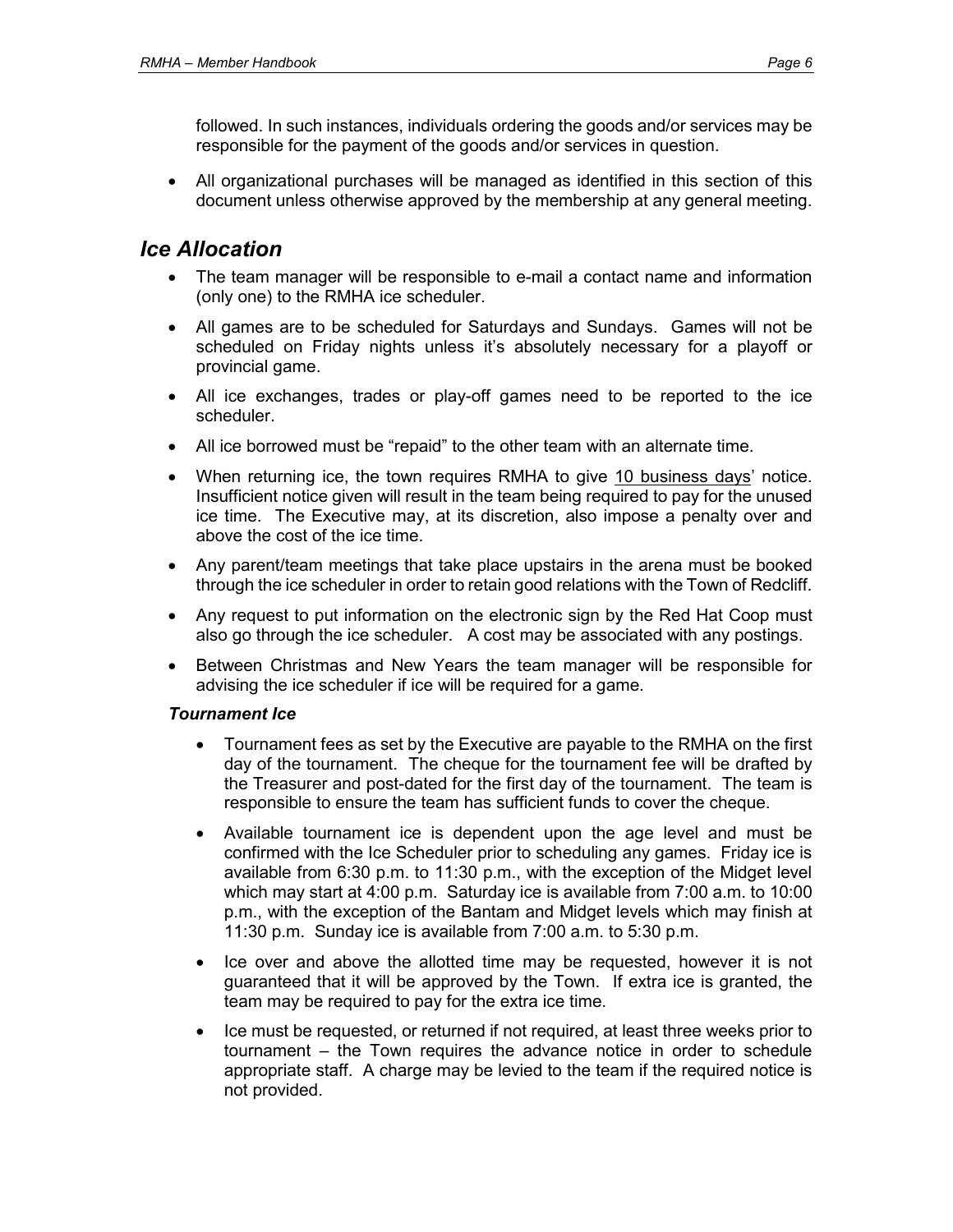followed. In such instances, individuals ordering the goods and/or services may be responsible for the payment of the goods and/or services in question.

- All organizational purchases will be managed as identified in this section of this document unless otherwise approved by the membership at any general meeting.

## *Ice Allocation*

- The team manager will be responsible to e-mail a contact name and information (only one) to the RMHA ice scheduler.
- All games are to be scheduled for Saturdays and Sundays. Games will not be scheduled on Friday nights unless it's absolutely necessary for a playoff or provincial game.
- All ice exchanges, trades or play-off games need to be reported to the ice scheduler.
- All ice borrowed must be "repaid" to the other team with an alternate time.
- When returning ice, the town requires RMHA to give 10 business days' notice. Insufficient notice given will result in the team being required to pay for the unused ice time. The Executive may, at its discretion, also impose a penalty over and above the cost of the ice time.
- Any parent/team meetings that take place upstairs in the arena must be booked through the ice scheduler in order to retain good relations with the Town of Redcliff.
- Any request to put information on the electronic sign by the Red Hat Coop must also go through the ice scheduler. A cost may be associated with any postings.
- Between Christmas and New Years the team manager will be responsible for advising the ice scheduler if ice will be required for a game.

### *Tournament Ice*

- Tournament fees as set by the Executive are payable to the RMHA on the first day of the tournament. The cheque for the tournament fee will be drafted by the Treasurer and post-dated for the first day of the tournament. The team is responsible to ensure the team has sufficient funds to cover the cheque.
- Available tournament ice is dependent upon the age level and must be confirmed with the Ice Scheduler prior to scheduling any games. Friday ice is available from 6:30 p.m. to 11:30 p.m., with the exception of the Midget level which may start at 4:00 p.m. Saturday ice is available from 7:00 a.m. to 10:00 p.m., with the exception of the Bantam and Midget levels which may finish at 11:30 p.m. Sunday ice is available from 7:00 a.m. to 5:30 p.m.
- Ice over and above the allotted time may be requested, however it is not guaranteed that it will be approved by the Town. If extra ice is granted, the team may be required to pay for the extra ice time.
- Ice must be requested, or returned if not required, at least three weeks prior to tournament – the Town requires the advance notice in order to schedule appropriate staff. A charge may be levied to the team if the required notice is not provided.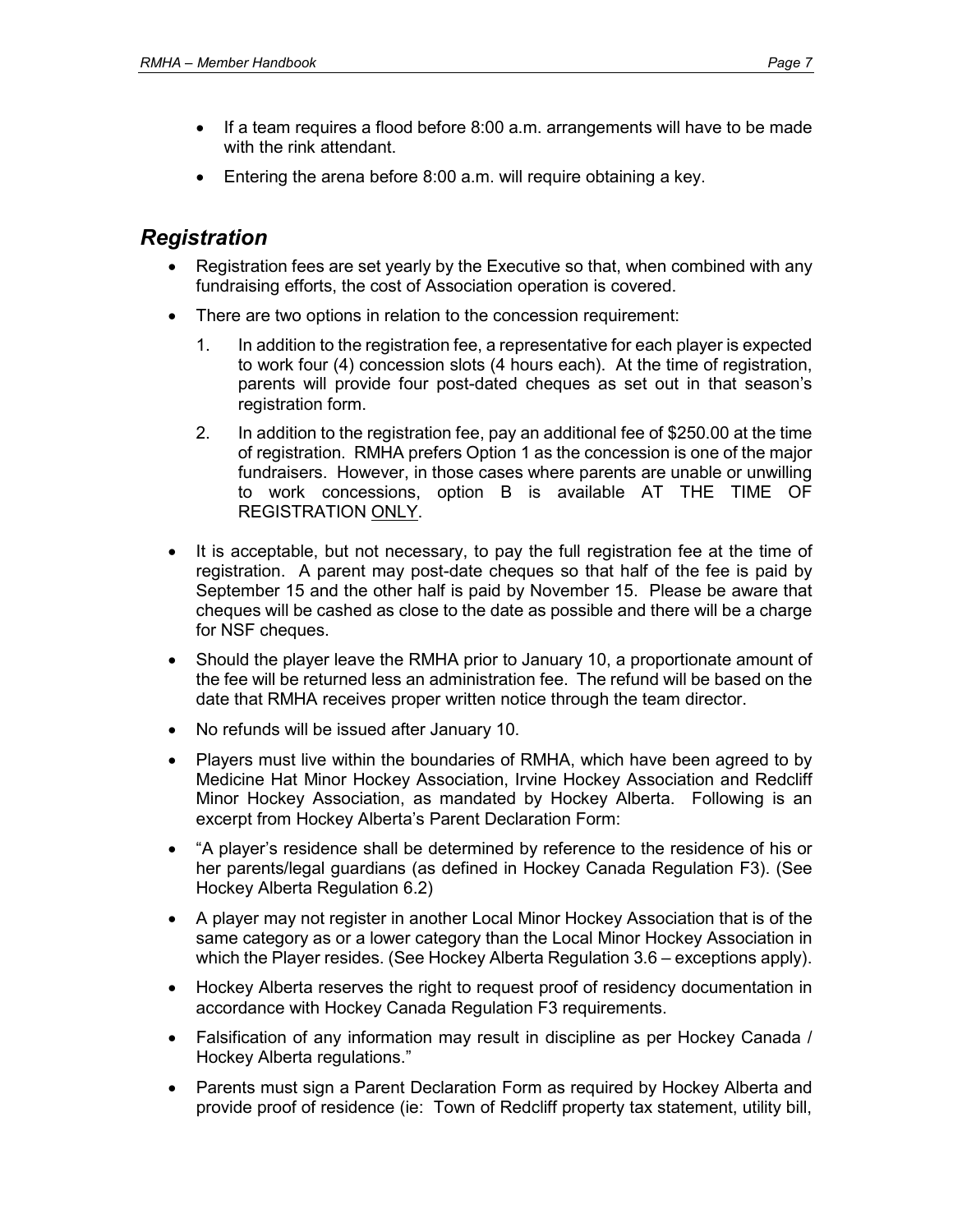- If a team requires a flood before 8:00 a.m. arrangements will have to be made with the rink attendant.
- Entering the arena before 8:00 a.m. will require obtaining a key.

## *Registration*

- Registration fees are set yearly by the Executive so that, when combined with any fundraising efforts, the cost of Association operation is covered.
- There are two options in relation to the concession requirement:
  1. In addition to the registration fee, a representative for each player is expected to work four (4) concession slots (4 hours each). At the time of registration, parents will provide four post-dated cheques as set out in that season's registration form.
  2. In addition to the registration fee, pay an additional fee of $250.00 at the time of registration. RMHA prefers Option 1 as the concession is one of the major fundraisers. However, in those cases where parents are unable or unwilling to work concessions, option B is available AT THE TIME OF REGISTRATION <u>ONLY</u>.
- It is acceptable, but not necessary, to pay the full registration fee at the time of registration. A parent may post-date cheques so that half of the fee is paid by September 15 and the other half is paid by November 15. Please be aware that cheques will be cashed as close to the date as possible and there will be a charge for NSF cheques.
- Should the player leave the RMHA prior to January 10, a proportionate amount of the fee will be returned less an administration fee. The refund will be based on the date that RMHA receives proper written notice through the team director.
- No refunds will be issued after January 10.
- Players must live within the boundaries of RMHA, which have been agreed to by Medicine Hat Minor Hockey Association, Irvine Hockey Association and Redcliff Minor Hockey Association, as mandated by Hockey Alberta. Following is an excerpt from Hockey Alberta's Parent Declaration Form:
- "A player's residence shall be determined by reference to the residence of his or her parents/legal guardians (as defined in Hockey Canada Regulation F3). (See Hockey Alberta Regulation 6.2)
- A player may not register in another Local Minor Hockey Association that is of the same category as or a lower category than the Local Minor Hockey Association in which the Player resides. (See Hockey Alberta Regulation 3.6 – exceptions apply).
- Hockey Alberta reserves the right to request proof of residency documentation in accordance with Hockey Canada Regulation F3 requirements.
- Falsification of any information may result in discipline as per Hockey Canada / Hockey Alberta regulations."
- Parents must sign a Parent Declaration Form as required by Hockey Alberta and provide proof of residence (ie: Town of Redcliff property tax statement, utility bill,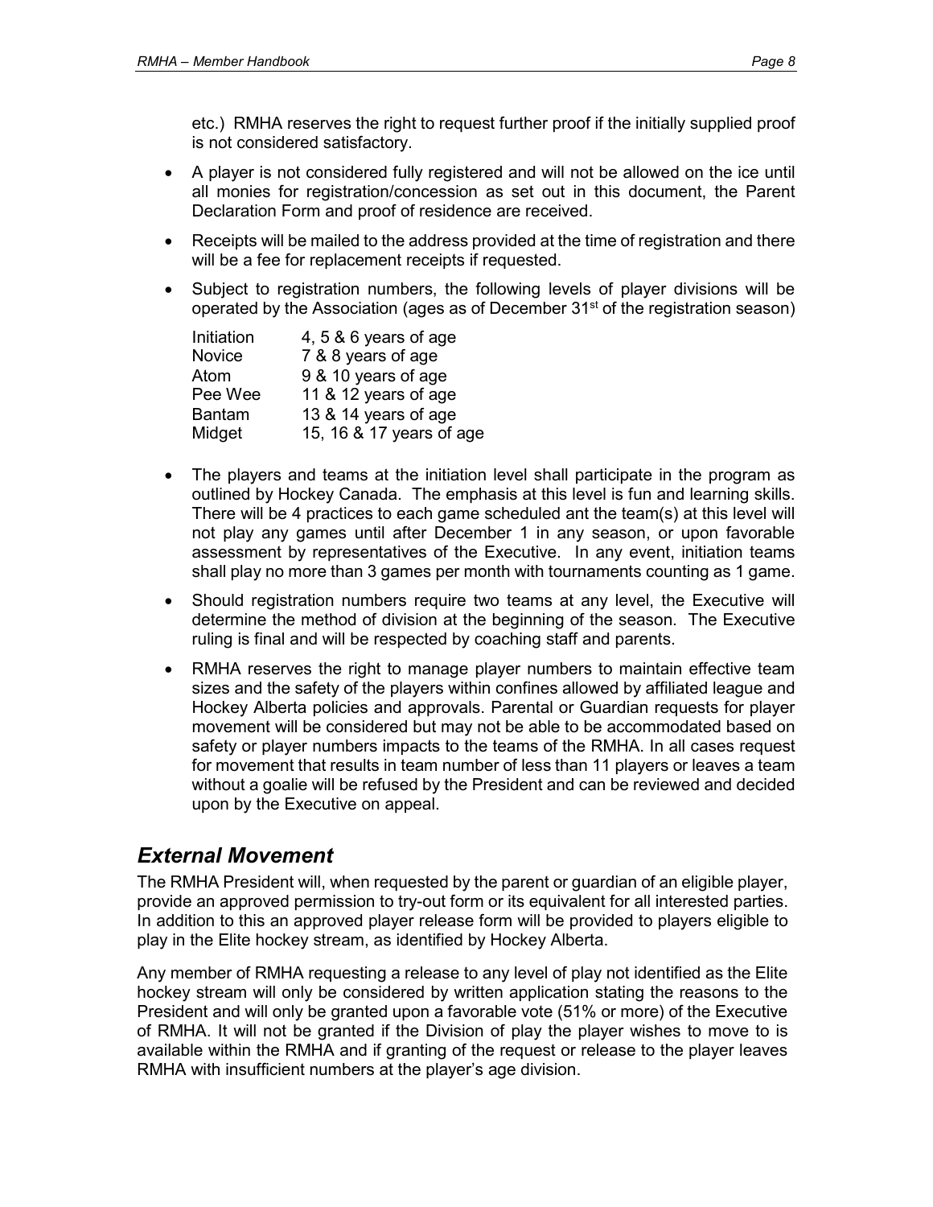etc.) RMHA reserves the right to request further proof if the initially supplied proof is not considered satisfactory.

- A player is not considered fully registered and will not be allowed on the ice until all monies for registration/concession as set out in this document, the Parent Declaration Form and proof of residence are received.
- Receipts will be mailed to the address provided at the time of registration and there will be a fee for replacement receipts if requested.
- Subject to registration numbers, the following levels of player divisions will be operated by the Association (ages as of December 31st of the registration season)

| | |
|---|---|
| Initiation | 4, 5 & 6 years of age |
| Novice | 7 & 8 years of age |
| Atom | 9 & 10 years of age |
| Pee Wee | 11 & 12 years of age |
| Bantam | 13 & 14 years of age |
| Midget | 15, 16 & 17 years of age |

- The players and teams at the initiation level shall participate in the program as outlined by Hockey Canada. The emphasis at this level is fun and learning skills. There will be 4 practices to each game scheduled ant the team(s) at this level will not play any games until after December 1 in any season, or upon favorable assessment by representatives of the Executive. In any event, initiation teams shall play no more than 3 games per month with tournaments counting as 1 game.
- Should registration numbers require two teams at any level, the Executive will determine the method of division at the beginning of the season. The Executive ruling is final and will be respected by coaching staff and parents.
- RMHA reserves the right to manage player numbers to maintain effective team sizes and the safety of the players within confines allowed by affiliated league and Hockey Alberta policies and approvals. Parental or Guardian requests for player movement will be considered but may not be able to be accommodated based on safety or player numbers impacts to the teams of the RMHA. In all cases request for movement that results in team number of less than 11 players or leaves a team without a goalie will be refused by the President and can be reviewed and decided upon by the Executive on appeal.

## *External Movement*

The RMHA President will, when requested by the parent or guardian of an eligible player, provide an approved permission to try-out form or its equivalent for all interested parties. In addition to this an approved player release form will be provided to players eligible to play in the Elite hockey stream, as identified by Hockey Alberta.

Any member of RMHA requesting a release to any level of play not identified as the Elite hockey stream will only be considered by written application stating the reasons to the President and will only be granted upon a favorable vote (51% or more) of the Executive of RMHA. It will not be granted if the Division of play the player wishes to move to is available within the RMHA and if granting of the request or release to the player leaves RMHA with insufficient numbers at the player's age division.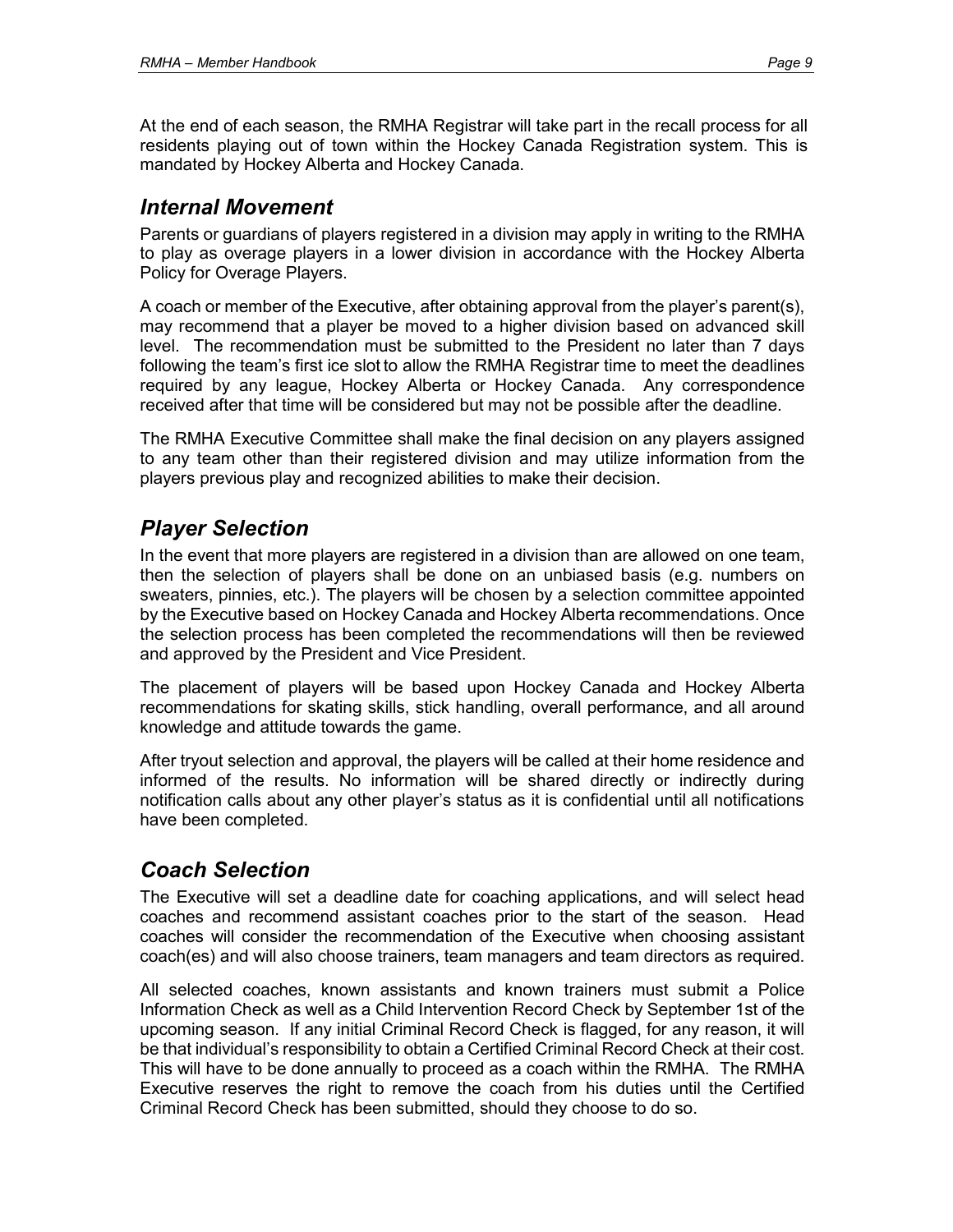At the end of each season, the RMHA Registrar will take part in the recall process for all residents playing out of town within the Hockey Canada Registration system. This is mandated by Hockey Alberta and Hockey Canada.

## *Internal Movement*

Parents or guardians of players registered in a division may apply in writing to the RMHA to play as overage players in a lower division in accordance with the Hockey Alberta Policy for Overage Players.

A coach or member of the Executive, after obtaining approval from the player's parent(s), may recommend that a player be moved to a higher division based on advanced skill level. The recommendation must be submitted to the President no later than 7 days following the team's first ice slot to allow the RMHA Registrar time to meet the deadlines required by any league, Hockey Alberta or Hockey Canada. Any correspondence received after that time will be considered but may not be possible after the deadline.

The RMHA Executive Committee shall make the final decision on any players assigned to any team other than their registered division and may utilize information from the players previous play and recognized abilities to make their decision.

## *Player Selection*

In the event that more players are registered in a division than are allowed on one team, then the selection of players shall be done on an unbiased basis (e.g. numbers on sweaters, pinnies, etc.). The players will be chosen by a selection committee appointed by the Executive based on Hockey Canada and Hockey Alberta recommendations. Once the selection process has been completed the recommendations will then be reviewed and approved by the President and Vice President.

The placement of players will be based upon Hockey Canada and Hockey Alberta recommendations for skating skills, stick handling, overall performance, and all around knowledge and attitude towards the game.

After tryout selection and approval, the players will be called at their home residence and informed of the results. No information will be shared directly or indirectly during notification calls about any other player's status as it is confidential until all notifications have been completed.

## *Coach Selection*

The Executive will set a deadline date for coaching applications, and will select head coaches and recommend assistant coaches prior to the start of the season. Head coaches will consider the recommendation of the Executive when choosing assistant coach(es) and will also choose trainers, team managers and team directors as required.

All selected coaches, known assistants and known trainers must submit a Police Information Check as well as a Child Intervention Record Check by September 1st of the upcoming season. If any initial Criminal Record Check is flagged, for any reason, it will be that individual's responsibility to obtain a Certified Criminal Record Check at their cost. This will have to be done annually to proceed as a coach within the RMHA. The RMHA Executive reserves the right to remove the coach from his duties until the Certified Criminal Record Check has been submitted, should they choose to do so.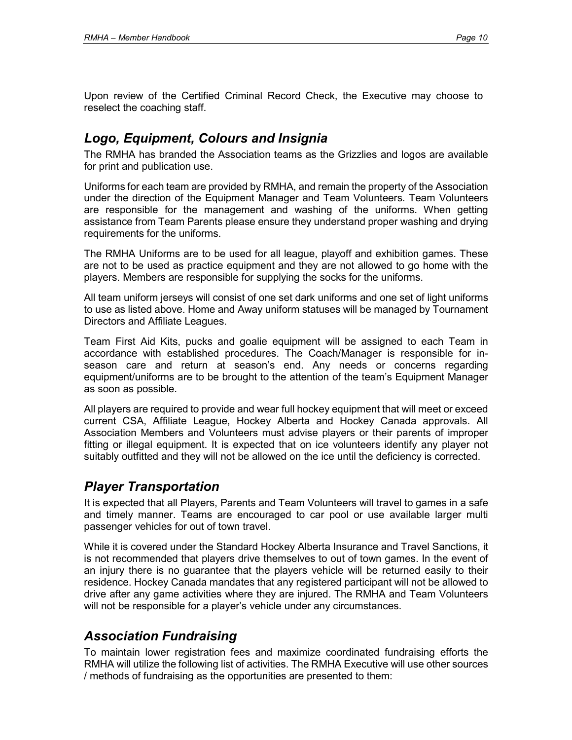Upon review of the Certified Criminal Record Check, the Executive may choose to reselect the coaching staff.

## *Logo, Equipment, Colours and Insignia*

The RMHA has branded the Association teams as the Grizzlies and logos are available for print and publication use.

Uniforms for each team are provided by RMHA, and remain the property of the Association under the direction of the Equipment Manager and Team Volunteers. Team Volunteers are responsible for the management and washing of the uniforms. When getting assistance from Team Parents please ensure they understand proper washing and drying requirements for the uniforms.

The RMHA Uniforms are to be used for all league, playoff and exhibition games. These are not to be used as practice equipment and they are not allowed to go home with the players. Members are responsible for supplying the socks for the uniforms.

All team uniform jerseys will consist of one set dark uniforms and one set of light uniforms to use as listed above. Home and Away uniform statuses will be managed by Tournament Directors and Affiliate Leagues.

Team First Aid Kits, pucks and goalie equipment will be assigned to each Team in accordance with established procedures. The Coach/Manager is responsible for in-season care and return at season's end. Any needs or concerns regarding equipment/uniforms are to be brought to the attention of the team's Equipment Manager as soon as possible.

All players are required to provide and wear full hockey equipment that will meet or exceed current CSA, Affiliate League, Hockey Alberta and Hockey Canada approvals. All Association Members and Volunteers must advise players or their parents of improper fitting or illegal equipment. It is expected that on ice volunteers identify any player not suitably outfitted and they will not be allowed on the ice until the deficiency is corrected.

## *Player Transportation*

It is expected that all Players, Parents and Team Volunteers will travel to games in a safe and timely manner. Teams are encouraged to car pool or use available larger multi passenger vehicles for out of town travel.

While it is covered under the Standard Hockey Alberta Insurance and Travel Sanctions, it is not recommended that players drive themselves to out of town games. In the event of an injury there is no guarantee that the players vehicle will be returned easily to their residence. Hockey Canada mandates that any registered participant will not be allowed to drive after any game activities where they are injured. The RMHA and Team Volunteers will not be responsible for a player's vehicle under any circumstances.

## *Association Fundraising*

To maintain lower registration fees and maximize coordinated fundraising efforts the RMHA will utilize the following list of activities. The RMHA Executive will use other sources / methods of fundraising as the opportunities are presented to them: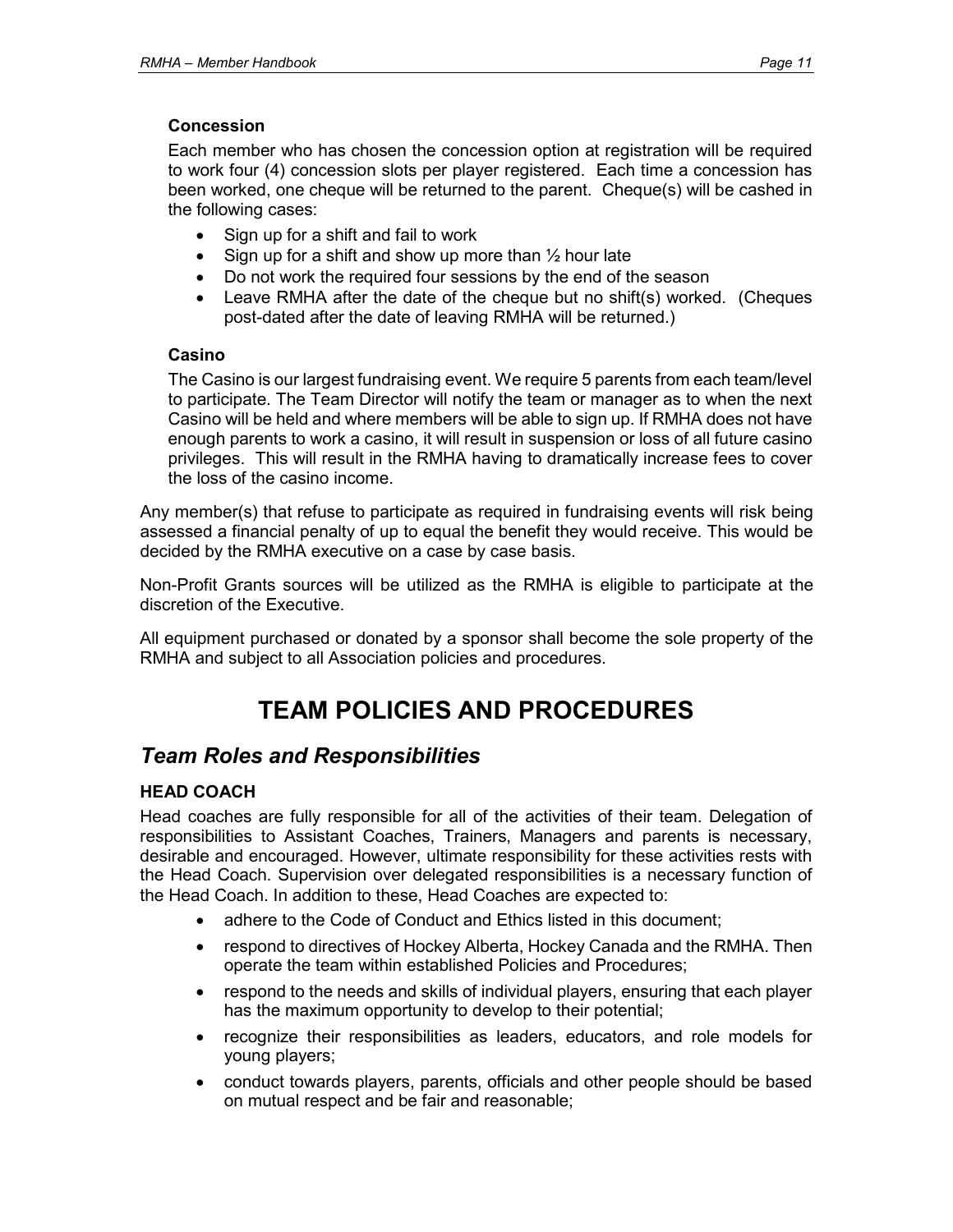**Concession**

Each member who has chosen the concession option at registration will be required to work four (4) concession slots per player registered. Each time a concession has been worked, one cheque will be returned to the parent. Cheque(s) will be cashed in the following cases:

- Sign up for a shift and fail to work
- Sign up for a shift and show up more than ½ hour late
- Do not work the required four sessions by the end of the season
- Leave RMHA after the date of the cheque but no shift(s) worked. (Cheques post-dated after the date of leaving RMHA will be returned.)

**Casino**

The Casino is our largest fundraising event. We require 5 parents from each team/level to participate. The Team Director will notify the team or manager as to when the next Casino will be held and where members will be able to sign up. If RMHA does not have enough parents to work a casino, it will result in suspension or loss of all future casino privileges. This will result in the RMHA having to dramatically increase fees to cover the loss of the casino income.

Any member(s) that refuse to participate as required in fundraising events will risk being assessed a financial penalty of up to equal the benefit they would receive. This would be decided by the RMHA executive on a case by case basis.

Non-Profit Grants sources will be utilized as the RMHA is eligible to participate at the discretion of the Executive.

All equipment purchased or donated by a sponsor shall become the sole property of the RMHA and subject to all Association policies and procedures.

# TEAM POLICIES AND PROCEDURES

## *Team Roles and Responsibilities*

### HEAD COACH

Head coaches are fully responsible for all of the activities of their team. Delegation of responsibilities to Assistant Coaches, Trainers, Managers and parents is necessary, desirable and encouraged. However, ultimate responsibility for these activities rests with the Head Coach. Supervision over delegated responsibilities is a necessary function of the Head Coach. In addition to these, Head Coaches are expected to:

- adhere to the Code of Conduct and Ethics listed in this document;
- respond to directives of Hockey Alberta, Hockey Canada and the RMHA. Then operate the team within established Policies and Procedures;
- respond to the needs and skills of individual players, ensuring that each player has the maximum opportunity to develop to their potential;
- recognize their responsibilities as leaders, educators, and role models for young players;
- conduct towards players, parents, officials and other people should be based on mutual respect and be fair and reasonable;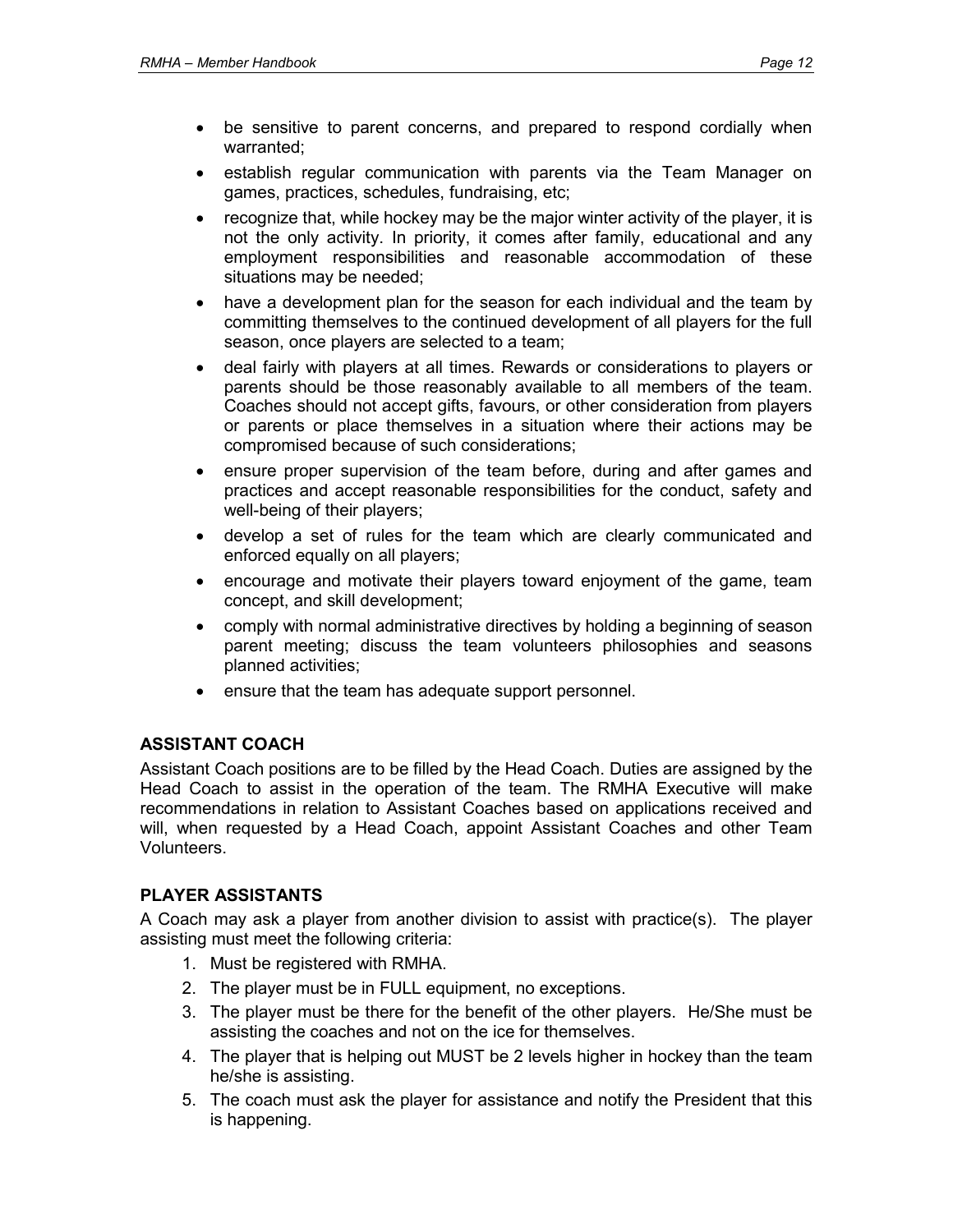- be sensitive to parent concerns, and prepared to respond cordially when warranted;
- establish regular communication with parents via the Team Manager on games, practices, schedules, fundraising, etc;
- recognize that, while hockey may be the major winter activity of the player, it is not the only activity. In priority, it comes after family, educational and any employment responsibilities and reasonable accommodation of these situations may be needed;
- have a development plan for the season for each individual and the team by committing themselves to the continued development of all players for the full season, once players are selected to a team;
- deal fairly with players at all times. Rewards or considerations to players or parents should be those reasonably available to all members of the team. Coaches should not accept gifts, favours, or other consideration from players or parents or place themselves in a situation where their actions may be compromised because of such considerations;
- ensure proper supervision of the team before, during and after games and practices and accept reasonable responsibilities for the conduct, safety and well-being of their players;
- develop a set of rules for the team which are clearly communicated and enforced equally on all players;
- encourage and motivate their players toward enjoyment of the game, team concept, and skill development;
- comply with normal administrative directives by holding a beginning of season parent meeting; discuss the team volunteers philosophies and seasons planned activities;
- ensure that the team has adequate support personnel.

## ASSISTANT COACH

Assistant Coach positions are to be filled by the Head Coach. Duties are assigned by the Head Coach to assist in the operation of the team. The RMHA Executive will make recommendations in relation to Assistant Coaches based on applications received and will, when requested by a Head Coach, appoint Assistant Coaches and other Team Volunteers.

## PLAYER ASSISTANTS

A Coach may ask a player from another division to assist with practice(s). The player assisting must meet the following criteria:

1. Must be registered with RMHA.
2. The player must be in FULL equipment, no exceptions.
3. The player must be there for the benefit of the other players. He/She must be assisting the coaches and not on the ice for themselves.
4. The player that is helping out MUST be 2 levels higher in hockey than the team he/she is assisting.
5. The coach must ask the player for assistance and notify the President that this is happening.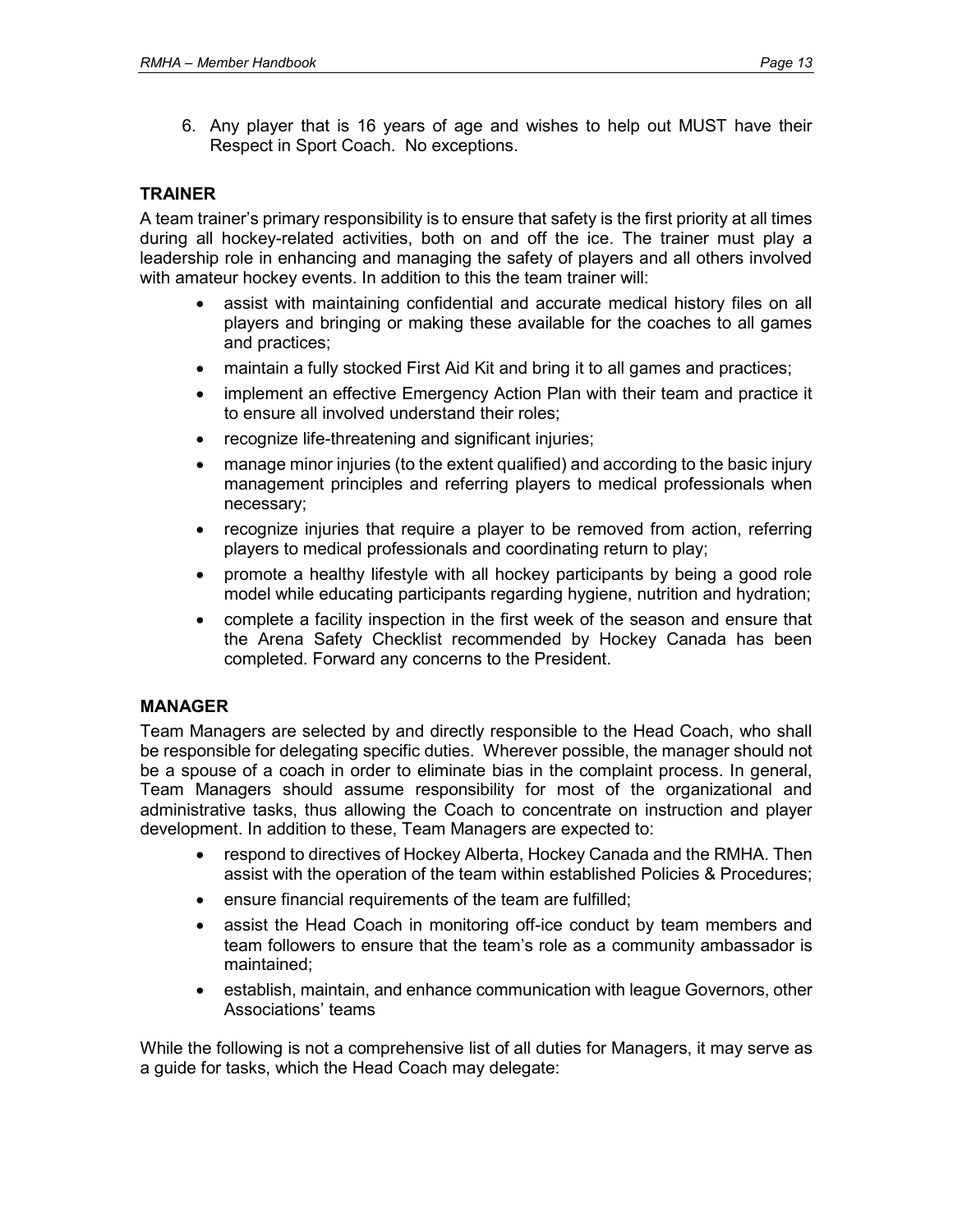6. Any player that is 16 years of age and wishes to help out MUST have their Respect in Sport Coach. No exceptions.

### TRAINER

A team trainer's primary responsibility is to ensure that safety is the first priority at all times during all hockey-related activities, both on and off the ice. The trainer must play a leadership role in enhancing and managing the safety of players and all others involved with amateur hockey events. In addition to this the team trainer will:

- assist with maintaining confidential and accurate medical history files on all players and bringing or making these available for the coaches to all games and practices;
- maintain a fully stocked First Aid Kit and bring it to all games and practices;
- implement an effective Emergency Action Plan with their team and practice it to ensure all involved understand their roles;
- recognize life-threatening and significant injuries;
- manage minor injuries (to the extent qualified) and according to the basic injury management principles and referring players to medical professionals when necessary;
- recognize injuries that require a player to be removed from action, referring players to medical professionals and coordinating return to play;
- promote a healthy lifestyle with all hockey participants by being a good role model while educating participants regarding hygiene, nutrition and hydration;
- complete a facility inspection in the first week of the season and ensure that the Arena Safety Checklist recommended by Hockey Canada has been completed. Forward any concerns to the President.

### MANAGER

Team Managers are selected by and directly responsible to the Head Coach, who shall be responsible for delegating specific duties. Wherever possible, the manager should not be a spouse of a coach in order to eliminate bias in the complaint process. In general, Team Managers should assume responsibility for most of the organizational and administrative tasks, thus allowing the Coach to concentrate on instruction and player development. In addition to these, Team Managers are expected to:

- respond to directives of Hockey Alberta, Hockey Canada and the RMHA. Then assist with the operation of the team within established Policies & Procedures;
- ensure financial requirements of the team are fulfilled;
- assist the Head Coach in monitoring off-ice conduct by team members and team followers to ensure that the team's role as a community ambassador is maintained;
- establish, maintain, and enhance communication with league Governors, other Associations' teams

While the following is not a comprehensive list of all duties for Managers, it may serve as a guide for tasks, which the Head Coach may delegate: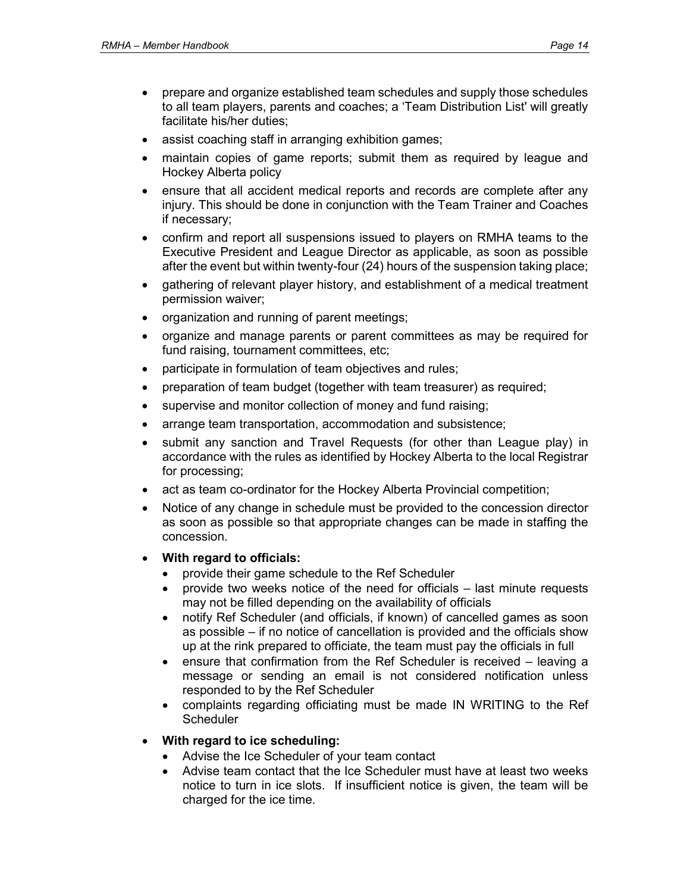- prepare and organize established team schedules and supply those schedules to all team players, parents and coaches; a 'Team Distribution List' will greatly facilitate his/her duties;
- assist coaching staff in arranging exhibition games;
- maintain copies of game reports; submit them as required by league and Hockey Alberta policy
- ensure that all accident medical reports and records are complete after any injury. This should be done in conjunction with the Team Trainer and Coaches if necessary;
- confirm and report all suspensions issued to players on RMHA teams to the Executive President and League Director as applicable, as soon as possible after the event but within twenty-four (24) hours of the suspension taking place;
- gathering of relevant player history, and establishment of a medical treatment permission waiver;
- organization and running of parent meetings;
- organize and manage parents or parent committees as may be required for fund raising, tournament committees, etc;
- participate in formulation of team objectives and rules;
- preparation of team budget (together with team treasurer) as required;
- supervise and monitor collection of money and fund raising;
- arrange team transportation, accommodation and subsistence;
- submit any sanction and Travel Requests (for other than League play) in accordance with the rules as identified by Hockey Alberta to the local Registrar for processing;
- act as team co-ordinator for the Hockey Alberta Provincial competition;
- Notice of any change in schedule must be provided to the concession director as soon as possible so that appropriate changes can be made in staffing the concession.
- **With regard to officials:**
  - provide their game schedule to the Ref Scheduler
  - provide two weeks notice of the need for officials – last minute requests may not be filled depending on the availability of officials
  - notify Ref Scheduler (and officials, if known) of cancelled games as soon as possible – if no notice of cancellation is provided and the officials show up at the rink prepared to officiate, the team must pay the officials in full
  - ensure that confirmation from the Ref Scheduler is received – leaving a message or sending an email is not considered notification unless responded to by the Ref Scheduler
  - complaints regarding officiating must be made IN WRITING to the Ref Scheduler
- **With regard to ice scheduling:**
  - Advise the Ice Scheduler of your team contact
  - Advise team contact that the Ice Scheduler must have at least two weeks notice to turn in ice slots. If insufficient notice is given, the team will be charged for the ice time.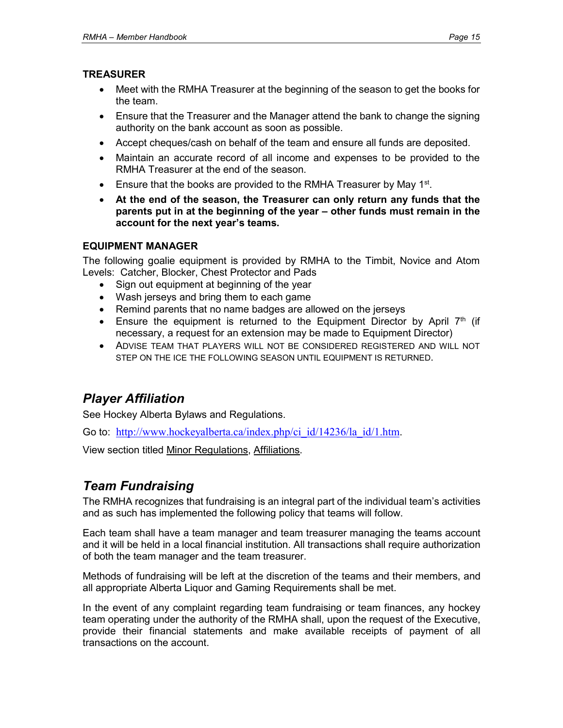### TREASURER

- Meet with the RMHA Treasurer at the beginning of the season to get the books for the team.
- Ensure that the Treasurer and the Manager attend the bank to change the signing authority on the bank account as soon as possible.
- Accept cheques/cash on behalf of the team and ensure all funds are deposited.
- Maintain an accurate record of all income and expenses to be provided to the RMHA Treasurer at the end of the season.
- Ensure that the books are provided to the RMHA Treasurer by May 1st.
- **At the end of the season, the Treasurer can only return any funds that the parents put in at the beginning of the year – other funds must remain in the account for the next year's teams.**

### EQUIPMENT MANAGER

The following goalie equipment is provided by RMHA to the Timbit, Novice and Atom Levels: Catcher, Blocker, Chest Protector and Pads

- Sign out equipment at beginning of the year
- Wash jerseys and bring them to each game
- Remind parents that no name badges are allowed on the jerseys
- Ensure the equipment is returned to the Equipment Director by April 7th (if necessary, a request for an extension may be made to Equipment Director)
- ADVISE TEAM THAT PLAYERS WILL NOT BE CONSIDERED REGISTERED AND WILL NOT STEP ON THE ICE THE FOLLOWING SEASON UNTIL EQUIPMENT IS RETURNED.

## *Player Affiliation*

See Hockey Alberta Bylaws and Regulations.

Go to: http://www.hockeyalberta.ca/index.php/ci_id/14236/la_id/1.htm.

View section titled Minor Regulations, Affiliations.

## *Team Fundraising*

The RMHA recognizes that fundraising is an integral part of the individual team's activities and as such has implemented the following policy that teams will follow.

Each team shall have a team manager and team treasurer managing the teams account and it will be held in a local financial institution. All transactions shall require authorization of both the team manager and the team treasurer.

Methods of fundraising will be left at the discretion of the teams and their members, and all appropriate Alberta Liquor and Gaming Requirements shall be met.

In the event of any complaint regarding team fundraising or team finances, any hockey team operating under the authority of the RMHA shall, upon the request of the Executive, provide their financial statements and make available receipts of payment of all transactions on the account.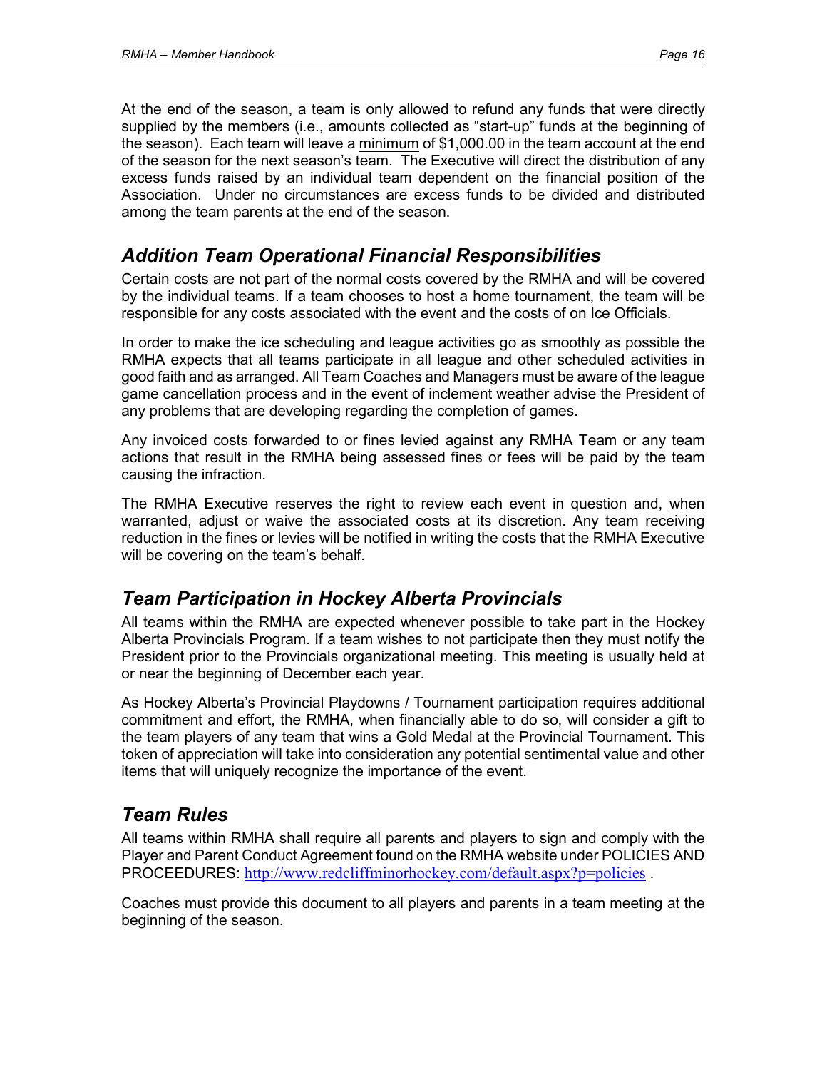At the end of the season, a team is only allowed to refund any funds that were directly supplied by the members (i.e., amounts collected as "start-up" funds at the beginning of the season). Each team will leave a <u>minimum</u> of $1,000.00 in the team account at the end of the season for the next season's team. The Executive will direct the distribution of any excess funds raised by an individual team dependent on the financial position of the Association. Under no circumstances are excess funds to be divided and distributed among the team parents at the end of the season.

## *Addition Team Operational Financial Responsibilities*

Certain costs are not part of the normal costs covered by the RMHA and will be covered by the individual teams. If a team chooses to host a home tournament, the team will be responsible for any costs associated with the event and the costs of on Ice Officials.

In order to make the ice scheduling and league activities go as smoothly as possible the RMHA expects that all teams participate in all league and other scheduled activities in good faith and as arranged. All Team Coaches and Managers must be aware of the league game cancellation process and in the event of inclement weather advise the President of any problems that are developing regarding the completion of games.

Any invoiced costs forwarded to or fines levied against any RMHA Team or any team actions that result in the RMHA being assessed fines or fees will be paid by the team causing the infraction.

The RMHA Executive reserves the right to review each event in question and, when warranted, adjust or waive the associated costs at its discretion. Any team receiving reduction in the fines or levies will be notified in writing the costs that the RMHA Executive will be covering on the team's behalf.

## *Team Participation in Hockey Alberta Provincials*

All teams within the RMHA are expected whenever possible to take part in the Hockey Alberta Provincials Program. If a team wishes to not participate then they must notify the President prior to the Provincials organizational meeting. This meeting is usually held at or near the beginning of December each year.

As Hockey Alberta's Provincial Playdowns / Tournament participation requires additional commitment and effort, the RMHA, when financially able to do so, will consider a gift to the team players of any team that wins a Gold Medal at the Provincial Tournament. This token of appreciation will take into consideration any potential sentimental value and other items that will uniquely recognize the importance of the event.

## *Team Rules*

All teams within RMHA shall require all parents and players to sign and comply with the Player and Parent Conduct Agreement found on the RMHA website under POLICIES AND PROCEEDURES: http://www.redcliffminorhockey.com/default.aspx?p=policies .

Coaches must provide this document to all players and parents in a team meeting at the beginning of the season.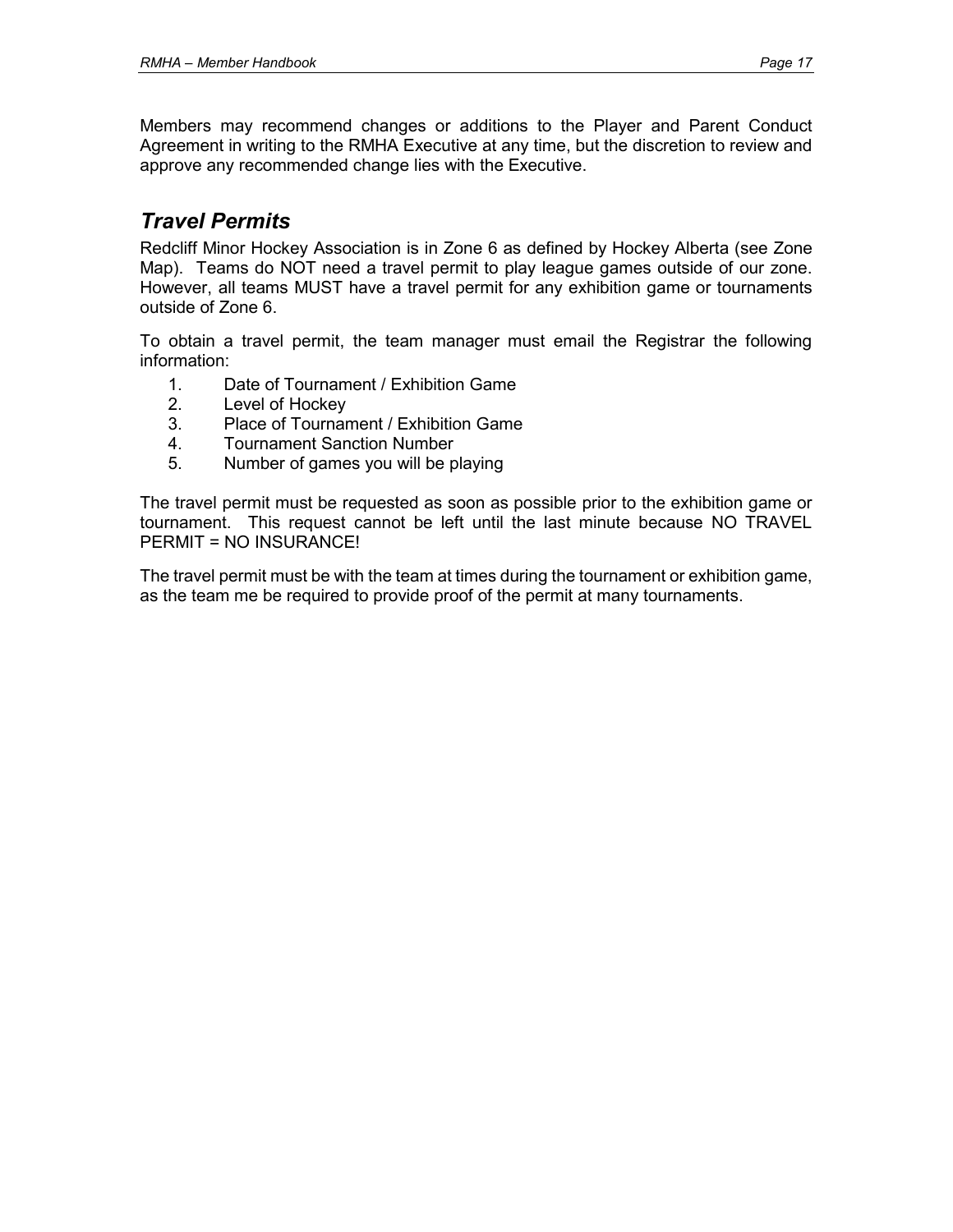Members may recommend changes or additions to the Player and Parent Conduct Agreement in writing to the RMHA Executive at any time, but the discretion to review and approve any recommended change lies with the Executive.

## *Travel Permits*

Redcliff Minor Hockey Association is in Zone 6 as defined by Hockey Alberta (see Zone Map). Teams do NOT need a travel permit to play league games outside of our zone. However, all teams MUST have a travel permit for any exhibition game or tournaments outside of Zone 6.

To obtain a travel permit, the team manager must email the Registrar the following information:

1. Date of Tournament / Exhibition Game
2. Level of Hockey
3. Place of Tournament / Exhibition Game
4. Tournament Sanction Number
5. Number of games you will be playing

The travel permit must be requested as soon as possible prior to the exhibition game or tournament. This request cannot be left until the last minute because NO TRAVEL PERMIT = NO INSURANCE!

The travel permit must be with the team at times during the tournament or exhibition game, as the team me be required to provide proof of the permit at many tournaments.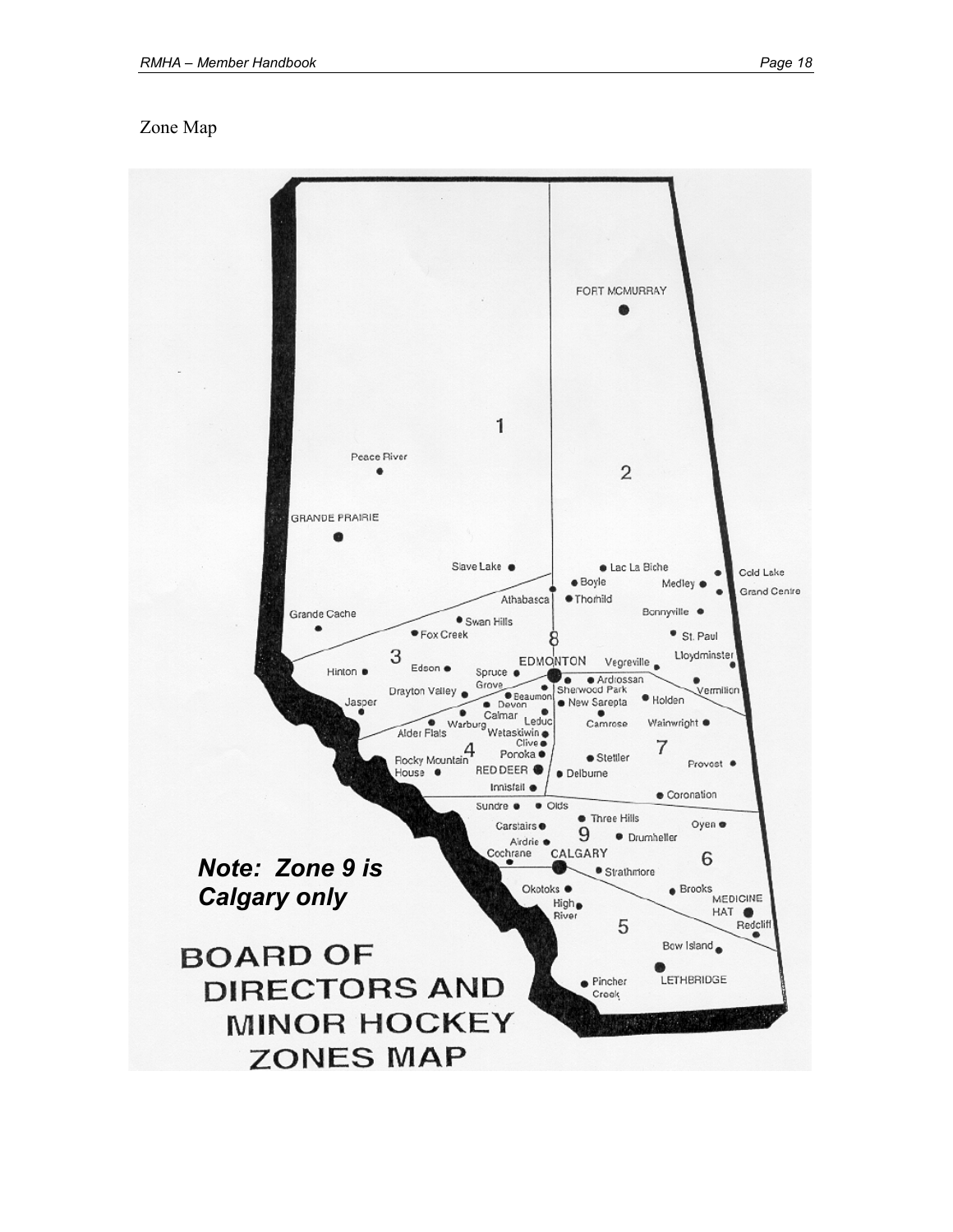Zone Map

***Note: Zone 9 is Calgary only***

BOARD OF DIRECTORS AND MINOR HOCKEY ZONES MAP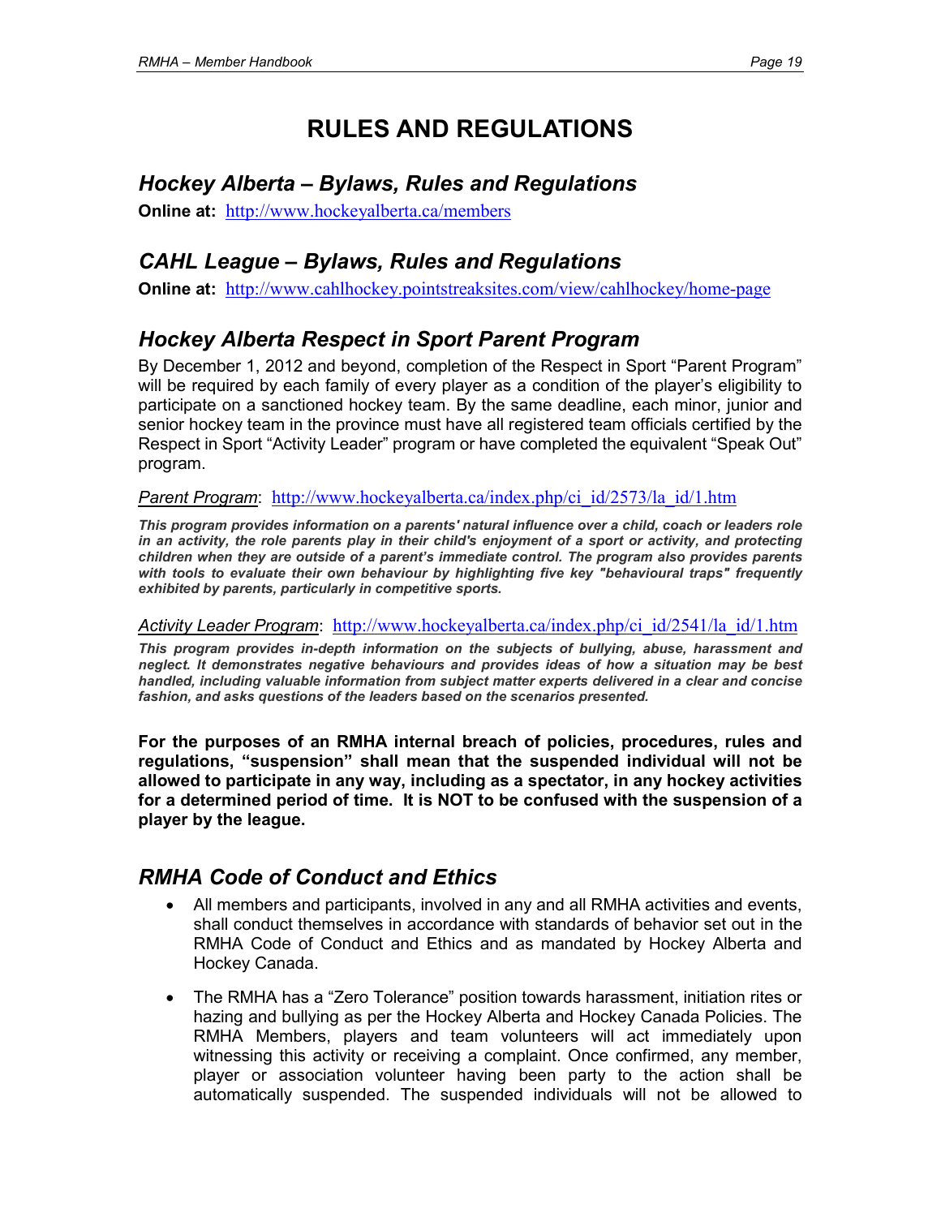# RULES AND REGULATIONS

## *Hockey Alberta – Bylaws, Rules and Regulations*

**Online at:** http://www.hockeyalberta.ca/members

## *CAHL League – Bylaws, Rules and Regulations*

**Online at:** http://www.cahlhockey.pointstreaksites.com/view/cahlhockey/home-page

## *Hockey Alberta Respect in Sport Parent Program*

By December 1, 2012 and beyond, completion of the Respect in Sport "Parent Program" will be required by each family of every player as a condition of the player's eligibility to participate on a sanctioned hockey team. By the same deadline, each minor, junior and senior hockey team in the province must have all registered team officials certified by the Respect in Sport "Activity Leader" program or have completed the equivalent "Speak Out" program.

*Parent Program*: http://www.hockeyalberta.ca/index.php/ci_id/2573/la_id/1.htm

***This program provides information on a parents' natural influence over a child, coach or leaders role in an activity, the role parents play in their child's enjoyment of a sport or activity, and protecting children when they are outside of a parent's immediate control. The program also provides parents with tools to evaluate their own behaviour by highlighting five key "behavioural traps" frequently exhibited by parents, particularly in competitive sports.***

*Activity Leader Program*: http://www.hockeyalberta.ca/index.php/ci_id/2541/la_id/1.htm

***This program provides in-depth information on the subjects of bullying, abuse, harassment and neglect. It demonstrates negative behaviours and provides ideas of how a situation may be best handled, including valuable information from subject matter experts delivered in a clear and concise fashion, and asks questions of the leaders based on the scenarios presented.***

**For the purposes of an RMHA internal breach of policies, procedures, rules and regulations, "suspension" shall mean that the suspended individual will not be allowed to participate in any way, including as a spectator, in any hockey activities for a determined period of time. It is NOT to be confused with the suspension of a player by the league.**

## *RMHA Code of Conduct and Ethics*

- All members and participants, involved in any and all RMHA activities and events, shall conduct themselves in accordance with standards of behavior set out in the RMHA Code of Conduct and Ethics and as mandated by Hockey Alberta and Hockey Canada.
- The RMHA has a "Zero Tolerance" position towards harassment, initiation rites or hazing and bullying as per the Hockey Alberta and Hockey Canada Policies. The RMHA Members, players and team volunteers will act immediately upon witnessing this activity or receiving a complaint. Once confirmed, any member, player or association volunteer having been party to the action shall be automatically suspended. The suspended individuals will not be allowed to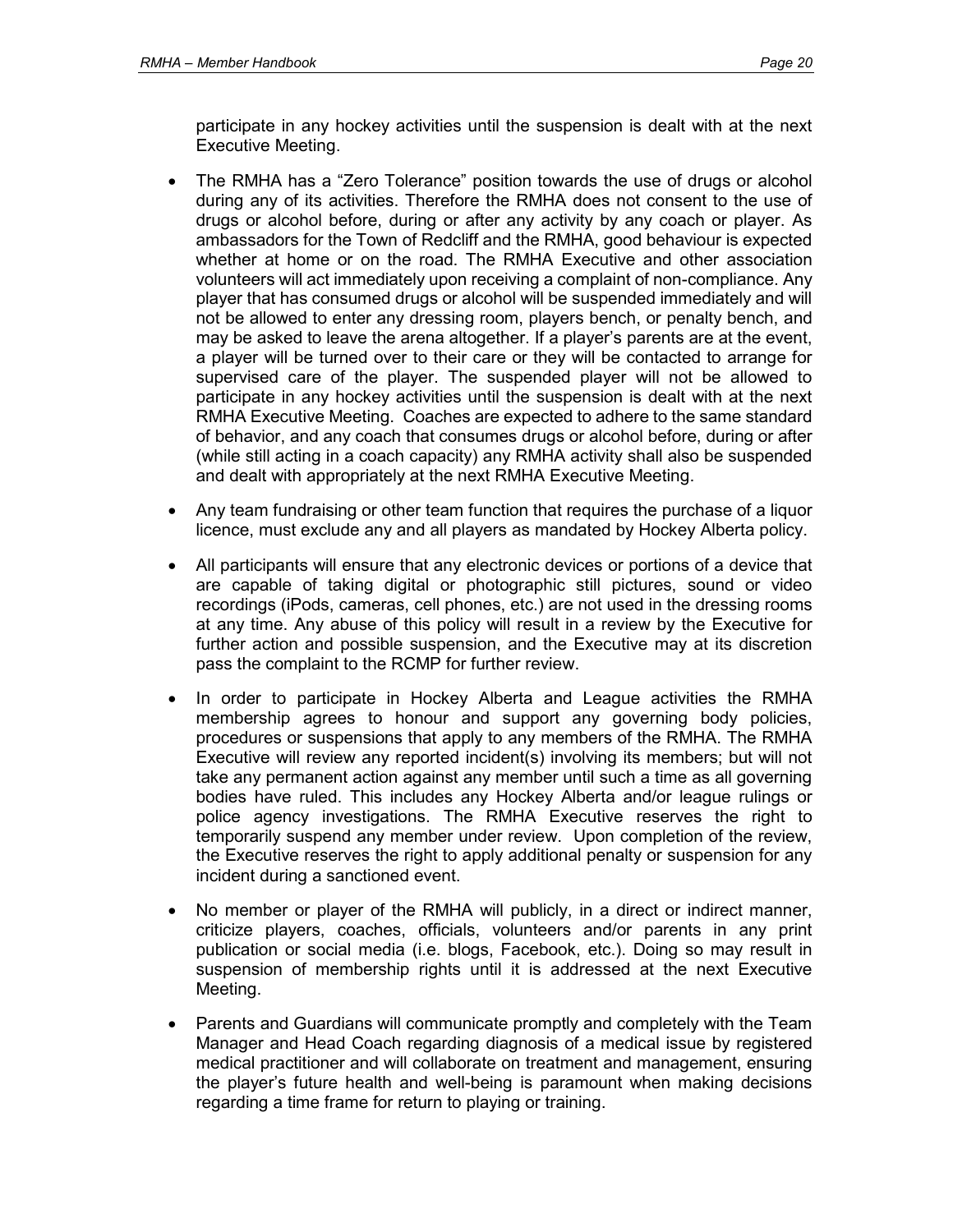participate in any hockey activities until the suspension is dealt with at the next Executive Meeting.

- The RMHA has a "Zero Tolerance" position towards the use of drugs or alcohol during any of its activities. Therefore the RMHA does not consent to the use of drugs or alcohol before, during or after any activity by any coach or player. As ambassadors for the Town of Redcliff and the RMHA, good behaviour is expected whether at home or on the road. The RMHA Executive and other association volunteers will act immediately upon receiving a complaint of non-compliance. Any player that has consumed drugs or alcohol will be suspended immediately and will not be allowed to enter any dressing room, players bench, or penalty bench, and may be asked to leave the arena altogether. If a player's parents are at the event, a player will be turned over to their care or they will be contacted to arrange for supervised care of the player. The suspended player will not be allowed to participate in any hockey activities until the suspension is dealt with at the next RMHA Executive Meeting. Coaches are expected to adhere to the same standard of behavior, and any coach that consumes drugs or alcohol before, during or after (while still acting in a coach capacity) any RMHA activity shall also be suspended and dealt with appropriately at the next RMHA Executive Meeting.

- Any team fundraising or other team function that requires the purchase of a liquor licence, must exclude any and all players as mandated by Hockey Alberta policy.

- All participants will ensure that any electronic devices or portions of a device that are capable of taking digital or photographic still pictures, sound or video recordings (iPods, cameras, cell phones, etc.) are not used in the dressing rooms at any time. Any abuse of this policy will result in a review by the Executive for further action and possible suspension, and the Executive may at its discretion pass the complaint to the RCMP for further review.

- In order to participate in Hockey Alberta and League activities the RMHA membership agrees to honour and support any governing body policies, procedures or suspensions that apply to any members of the RMHA. The RMHA Executive will review any reported incident(s) involving its members; but will not take any permanent action against any member until such a time as all governing bodies have ruled. This includes any Hockey Alberta and/or league rulings or police agency investigations. The RMHA Executive reserves the right to temporarily suspend any member under review. Upon completion of the review, the Executive reserves the right to apply additional penalty or suspension for any incident during a sanctioned event.

- No member or player of the RMHA will publicly, in a direct or indirect manner, criticize players, coaches, officials, volunteers and/or parents in any print publication or social media (i.e. blogs, Facebook, etc.). Doing so may result in suspension of membership rights until it is addressed at the next Executive Meeting.

- Parents and Guardians will communicate promptly and completely with the Team Manager and Head Coach regarding diagnosis of a medical issue by registered medical practitioner and will collaborate on treatment and management, ensuring the player's future health and well-being is paramount when making decisions regarding a time frame for return to playing or training.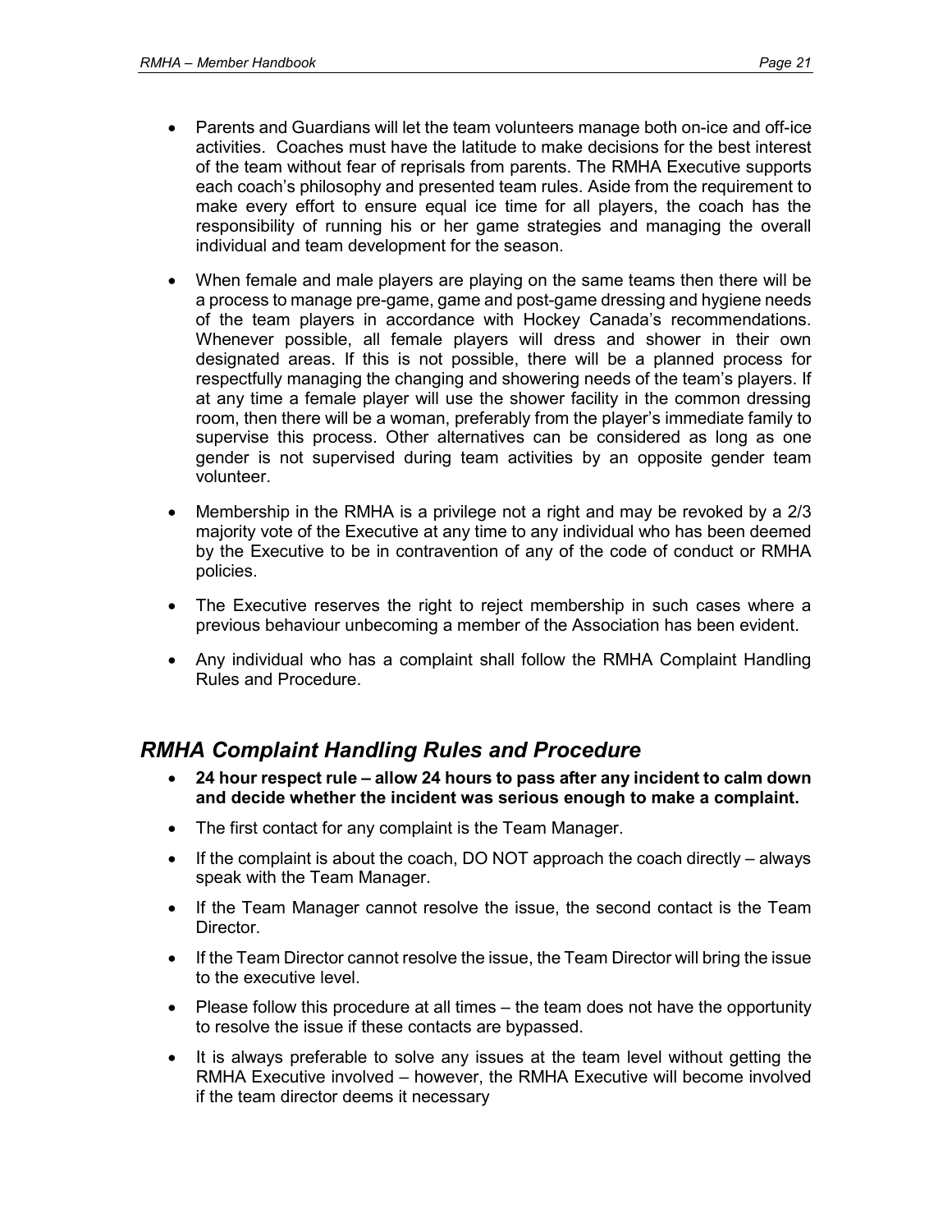- Parents and Guardians will let the team volunteers manage both on-ice and off-ice activities. Coaches must have the latitude to make decisions for the best interest of the team without fear of reprisals from parents. The RMHA Executive supports each coach's philosophy and presented team rules. Aside from the requirement to make every effort to ensure equal ice time for all players, the coach has the responsibility of running his or her game strategies and managing the overall individual and team development for the season.
- When female and male players are playing on the same teams then there will be a process to manage pre-game, game and post-game dressing and hygiene needs of the team players in accordance with Hockey Canada's recommendations. Whenever possible, all female players will dress and shower in their own designated areas. If this is not possible, there will be a planned process for respectfully managing the changing and showering needs of the team's players. If at any time a female player will use the shower facility in the common dressing room, then there will be a woman, preferably from the player's immediate family to supervise this process. Other alternatives can be considered as long as one gender is not supervised during team activities by an opposite gender team volunteer.
- Membership in the RMHA is a privilege not a right and may be revoked by a 2/3 majority vote of the Executive at any time to any individual who has been deemed by the Executive to be in contravention of any of the code of conduct or RMHA policies.
- The Executive reserves the right to reject membership in such cases where a previous behaviour unbecoming a member of the Association has been evident.
- Any individual who has a complaint shall follow the RMHA Complaint Handling Rules and Procedure.

## *RMHA Complaint Handling Rules and Procedure*

- **24 hour respect rule – allow 24 hours to pass after any incident to calm down and decide whether the incident was serious enough to make a complaint.**
- The first contact for any complaint is the Team Manager.
- If the complaint is about the coach, DO NOT approach the coach directly – always speak with the Team Manager.
- If the Team Manager cannot resolve the issue, the second contact is the Team Director.
- If the Team Director cannot resolve the issue, the Team Director will bring the issue to the executive level.
- Please follow this procedure at all times – the team does not have the opportunity to resolve the issue if these contacts are bypassed.
- It is always preferable to solve any issues at the team level without getting the RMHA Executive involved – however, the RMHA Executive will become involved if the team director deems it necessary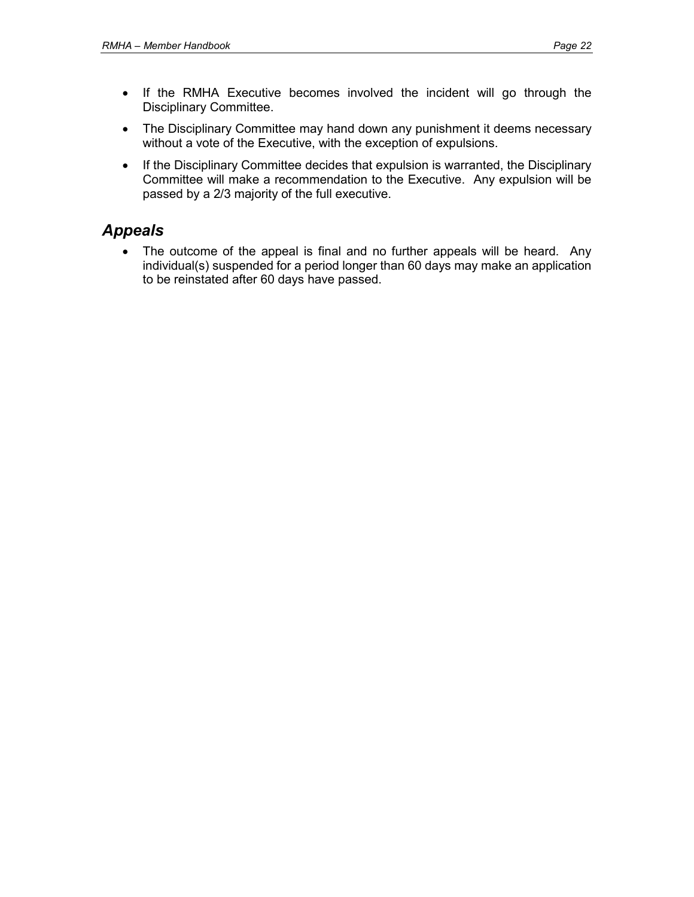- If the RMHA Executive becomes involved the incident will go through the Disciplinary Committee.
- The Disciplinary Committee may hand down any punishment it deems necessary without a vote of the Executive, with the exception of expulsions.
- If the Disciplinary Committee decides that expulsion is warranted, the Disciplinary Committee will make a recommendation to the Executive. Any expulsion will be passed by a 2/3 majority of the full executive.

## *Appeals*

- The outcome of the appeal is final and no further appeals will be heard. Any individual(s) suspended for a period longer than 60 days may make an application to be reinstated after 60 days have passed.